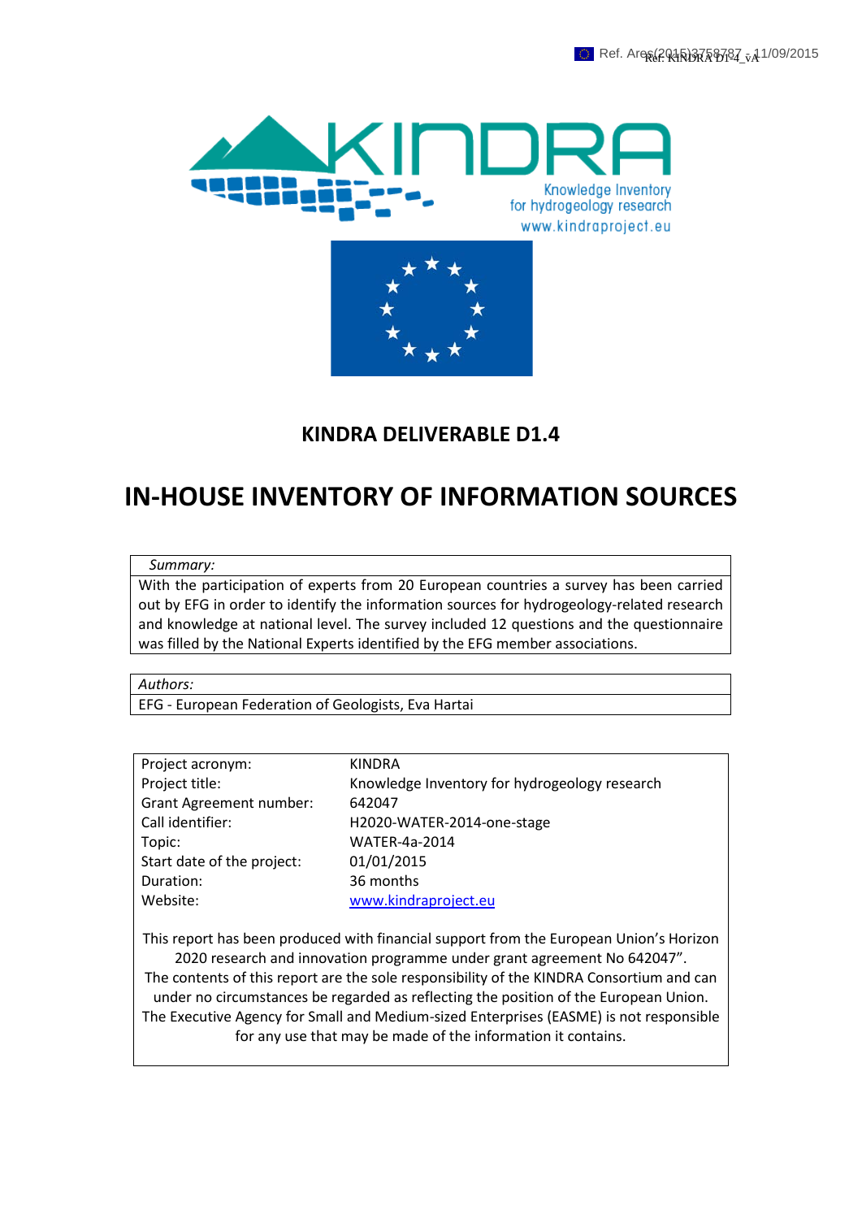# KINDRA DELIVERABLE D1.4

# IN-HOUSE INVENTORY OF INFORMATION SOURCES

| *Summary:* |
|---|
| With the participation of experts from 20 European countries a survey has been carried out by EFG in order to identify the information sources for hydrogeology-related research and knowledge at national level. The survey included 12 questions and the questionnaire was filled by the National Experts identified by the EFG member associations. |

| *Authors:* |
|---|
| EFG - European Federation of Geologists, Eva Hartai |

| | |
|---|---|
| Project acronym: | KINDRA |
| Project title: | Knowledge Inventory for hydrogeology research |
| Grant Agreement number: | 642047 |
| Call identifier: | H2020-WATER-2014-one-stage |
| Topic: | WATER-4a-2014 |
| Start date of the project: | 01/01/2015 |
| Duration: | 36 months |
| Website: | www.kindraproject.eu |

This report has been produced with financial support from the European Union's Horizon 2020 research and innovation programme under grant agreement No 642047".
The contents of this report are the sole responsibility of the KINDRA Consortium and can under no circumstances be regarded as reflecting the position of the European Union.
The Executive Agency for Small and Medium-sized Enterprises (EASME) is not responsible for any use that may be made of the information it contains.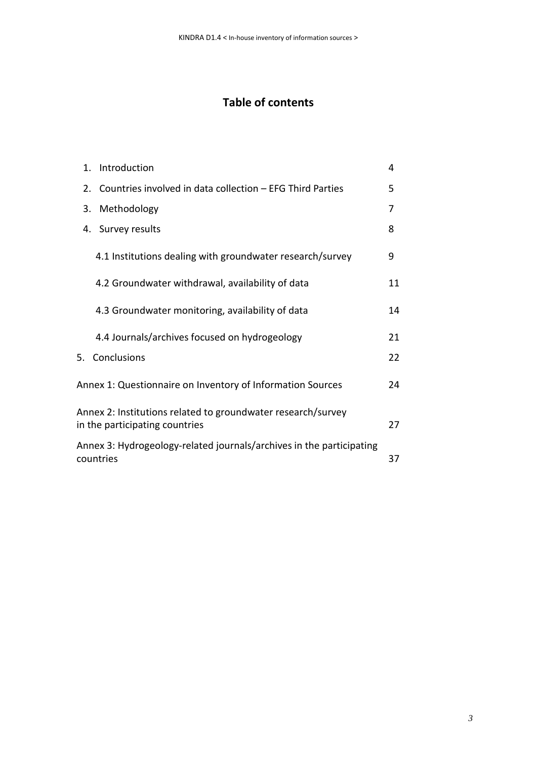# Table of contents

| | |
|---|---|
| 1. Introduction | 4 |
| 2. Countries involved in data collection – EFG Third Parties | 5 |
| 3. Methodology | 7 |
| 4. Survey results | 8 |
| 4.1 Institutions dealing with groundwater research/survey | 9 |
| 4.2 Groundwater withdrawal, availability of data | 11 |
| 4.3 Groundwater monitoring, availability of data | 14 |
| 4.4 Journals/archives focused on hydrogeology | 21 |
| 5. Conclusions | 22 |
| Annex 1: Questionnaire on Inventory of Information Sources | 24 |
| Annex 2: Institutions related to groundwater research/survey in the participating countries | 27 |
| Annex 3: Hydrogeology-related journals/archives in the participating countries | 37 |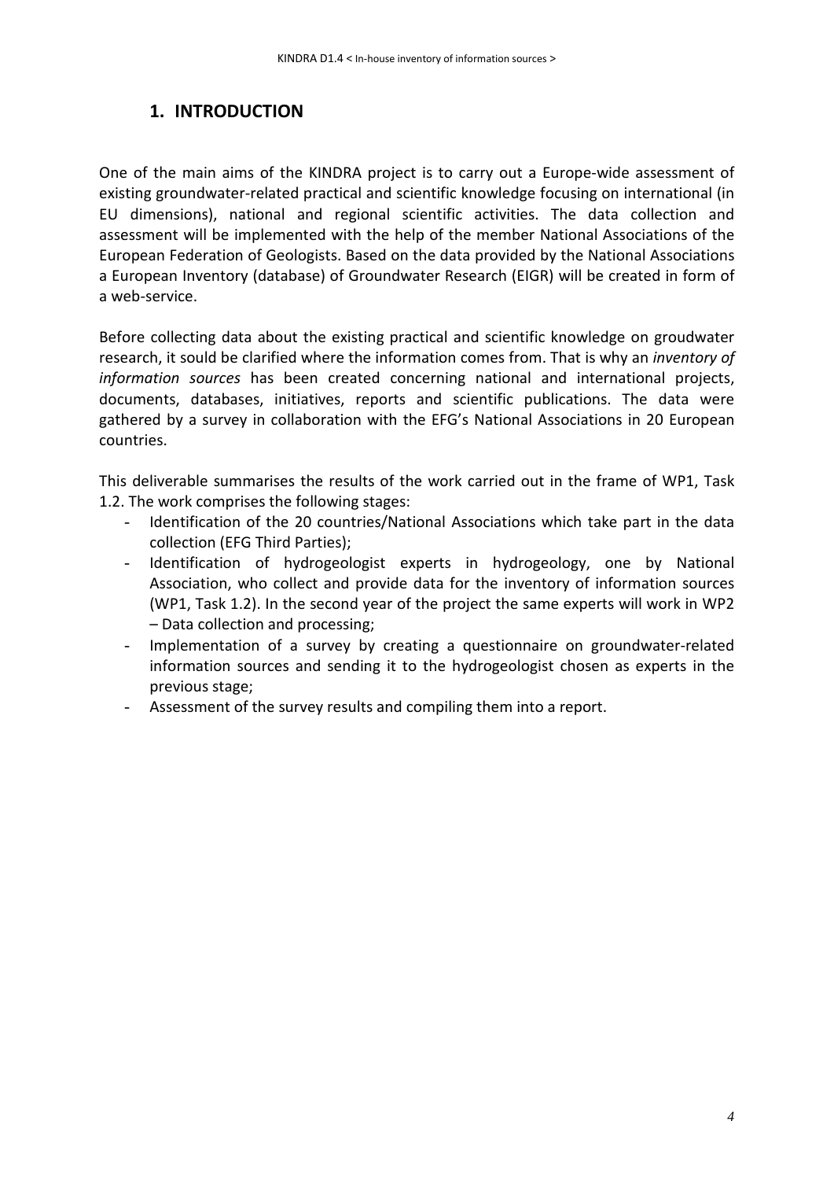# 1. INTRODUCTION

One of the main aims of the KINDRA project is to carry out a Europe-wide assessment of existing groundwater-related practical and scientific knowledge focusing on international (in EU dimensions), national and regional scientific activities. The data collection and assessment will be implemented with the help of the member National Associations of the European Federation of Geologists. Based on the data provided by the National Associations a European Inventory (database) of Groundwater Research (EIGR) will be created in form of a web-service.

Before collecting data about the existing practical and scientific knowledge on groudwater research, it sould be clarified where the information comes from. That is why an *inventory of information sources* has been created concerning national and international projects, documents, databases, initiatives, reports and scientific publications. The data were gathered by a survey in collaboration with the EFG's National Associations in 20 European countries.

This deliverable summarises the results of the work carried out in the frame of WP1, Task 1.2. The work comprises the following stages:

- Identification of the 20 countries/National Associations which take part in the data collection (EFG Third Parties);
- Identification of hydrogeologist experts in hydrogeology, one by National Association, who collect and provide data for the inventory of information sources (WP1, Task 1.2). In the second year of the project the same experts will work in WP2 – Data collection and processing;
- Implementation of a survey by creating a questionnaire on groundwater-related information sources and sending it to the hydrogeologist chosen as experts in the previous stage;
- Assessment of the survey results and compiling them into a report.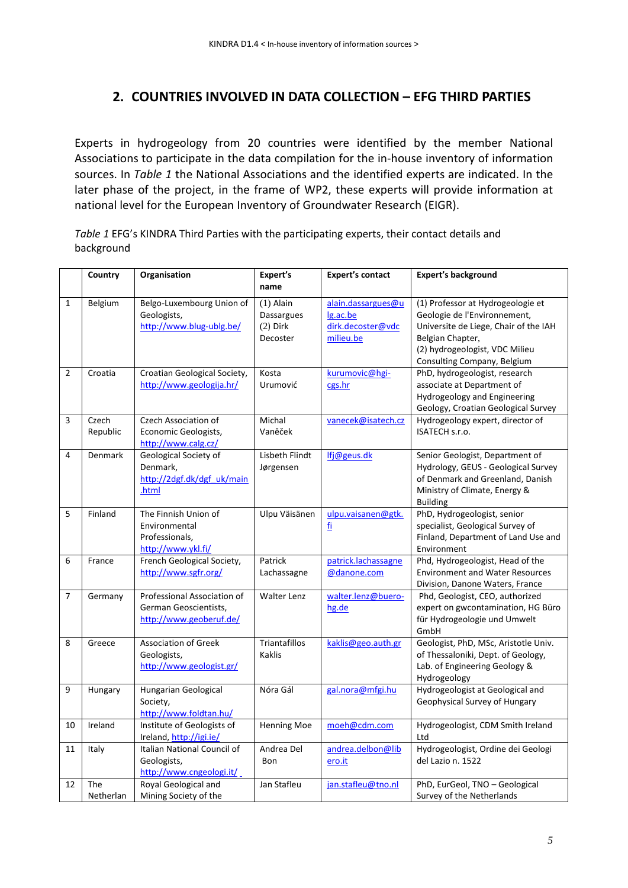## 2. COUNTRIES INVOLVED IN DATA COLLECTION – EFG THIRD PARTIES

Experts in hydrogeology from 20 countries were identified by the member National Associations to participate in the data compilation for the in-house inventory of information sources. In *Table 1* the National Associations and the identified experts are indicated. In the later phase of the project, in the frame of WP2, these experts will provide information at national level for the European Inventory of Groundwater Research (EIGR).

*Table 1* EFG's KINDRA Third Parties with the participating experts, their contact details and background

| | Country | Organisation | Expert's name | Expert's contact | Expert's background |
|---|---|---|---|---|---|
| 1 | Belgium | Belgo-Luxembourg Union of Geologists, http://www.blug-ublg.be/ | (1) Alain Dassargues (2) Dirk Decoster | alain.dassargues@ulg.ac.be dirk.decoster@vdcmilieu.be | (1) Professor at Hydrogeologie et Geologie de l'Environnement, Universite de Liege, Chair of the IAH Belgian Chapter, (2) hydrogeologist, VDC Milieu Consulting Company, Belgium |
| 2 | Croatia | Croatian Geological Society, http://www.geologija.hr/ | Kosta Urumović | kurumovic@hgi-cgs.hr | PhD, hydrogeologist, research associate at Department of Hydrogeology and Engineering Geology, Croatian Geological Survey |
| 3 | Czech Republic | Czech Association of Economic Geologists, http://www.calg.cz/ | Michal Vaněček | vanecek@isatech.cz | Hydrogeology expert, director of ISATECH s.r.o. |
| 4 | Denmark | Geological Society of Denmark, http://2dgf.dk/dgf_uk/main.html | Lisbeth Flindt Jørgensen | lfj@geus.dk | Senior Geologist, Department of Hydrology, GEUS - Geological Survey of Denmark and Greenland, Danish Ministry of Climate, Energy & Building |
| 5 | Finland | The Finnish Union of Environmental Professionals, http://www.ykl.fi/ | Ulpu Väisänen | ulpu.vaisanen@gtk.fi | PhD, Hydrogeologist, senior specialist, Geological Survey of Finland, Department of Land Use and Environment |
| 6 | France | French Geological Society, http://www.sgfr.org/ | Patrick Lachassagne | patrick.lachassagne@danone.com | Phd, Hydrogeologist, Head of the Environment and Water Resources Division, Danone Waters, France |
| 7 | Germany | Professional Association of German Geoscientists, http://www.geoberuf.de/ | Walter Lenz | walter.lenz@buero-hg.de | Phd, Geologist, CEO, authorized expert on gwcontamination, HG Büro für Hydrogeologie und Umwelt GmbH |
| 8 | Greece | Association of Greek Geologists, http://www.geologist.gr/ | Triantafillos Kaklis | kaklis@geo.auth.gr | Geologist, PhD, MSc, Aristotle Univ. of Thessaloniki, Dept. of Geology, Lab. of Engineering Geology & Hydrogeology |
| 9 | Hungary | Hungarian Geological Society, http://www.foldtan.hu/ | Nóra Gál | gal.nora@mfgi.hu | Hydrogeologist at Geological and Geophysical Survey of Hungary |
| 10 | Ireland | Institute of Geologists of Ireland, http://igi.ie/ | Henning Moe | moeh@cdm.com | Hydrogeologist, CDM Smith Ireland Ltd |
| 11 | Italy | Italian National Council of Geologists, http://www.cngeologi.it/ | Andrea Del Bon | andrea.delbon@libero.it | Hydrogeologist, Ordine dei Geologi del Lazio n. 1522 |
| 12 | The Netherlan | Royal Geological and Mining Society of the | Jan Stafleu | jan.stafleu@tno.nl | PhD, EurGeol, TNO – Geological Survey of the Netherlands |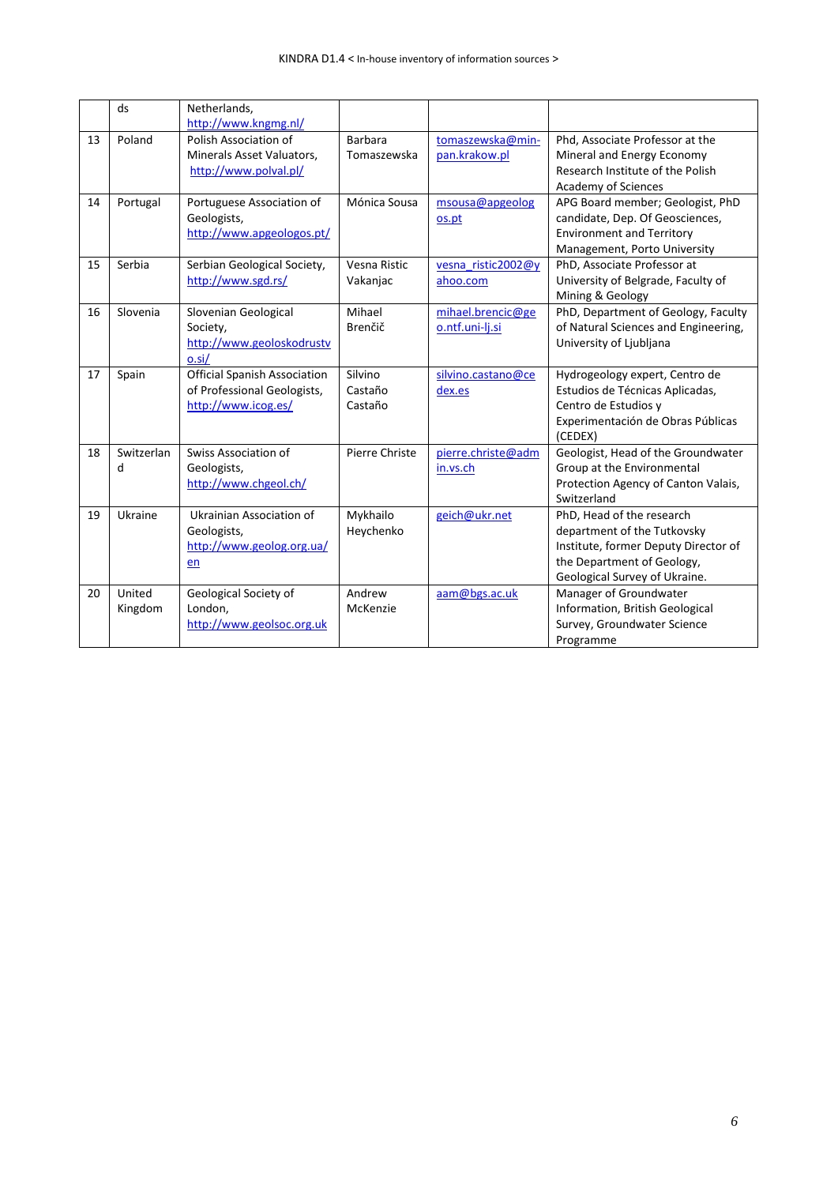| | ds | Netherlands, http://www.kngmg.nl/ | | | |
|---|---|---|---|---|---|
| 13 | Poland | Polish Association of Minerals Asset Valuators, http://www.polval.pl/ | Barbara Tomaszewska | tomaszewska@min-pan.krakow.pl | Phd, Associate Professor at the Mineral and Energy Economy Research Institute of the Polish Academy of Sciences |
| 14 | Portugal | Portuguese Association of Geologists, http://www.apgeologos.pt/ | Mónica Sousa | msousa@apgeologos.pt | APG Board member; Geologist, PhD candidate, Dep. Of Geosciences, Environment and Territory Management, Porto University |
| 15 | Serbia | Serbian Geological Society, http://www.sgd.rs/ | Vesna Ristic Vakanjac | vesna_ristic2002@yahoo.com | PhD, Associate Professor at University of Belgrade, Faculty of Mining & Geology |
| 16 | Slovenia | Slovenian Geological Society, http://www.geoloskodrustvo.si/ | Mihael Brenčič | mihael.brencic@geo.ntf.uni-lj.si | PhD, Department of Geology, Faculty of Natural Sciences and Engineering, University of Ljubljana |
| 17 | Spain | Official Spanish Association of Professional Geologists, http://www.icog.es/ | Silvino Castaño Castaño | silvino.castano@cedex.es | Hydrogeology expert, Centro de Estudios de Técnicas Aplicadas, Centro de Estudios y Experimentación de Obras Públicas (CEDEX) |
| 18 | Switzerland | Swiss Association of Geologists, http://www.chgeol.ch/ | Pierre Christe | pierre.christe@admin.vs.ch | Geologist, Head of the Groundwater Group at the Environmental Protection Agency of Canton Valais, Switzerland |
| 19 | Ukraine | Ukrainian Association of Geologists, http://www.geolog.org.ua/en | Mykhailo Heychenko | geich@ukr.net | PhD, Head of the research department of the Tutkovsky Institute, former Deputy Director of the Department of Geology, Geological Survey of Ukraine. |
| 20 | United Kingdom | Geological Society of London, http://www.geolsoc.org.uk | Andrew McKenzie | aam@bgs.ac.uk | Manager of Groundwater Information, British Geological Survey, Groundwater Science Programme |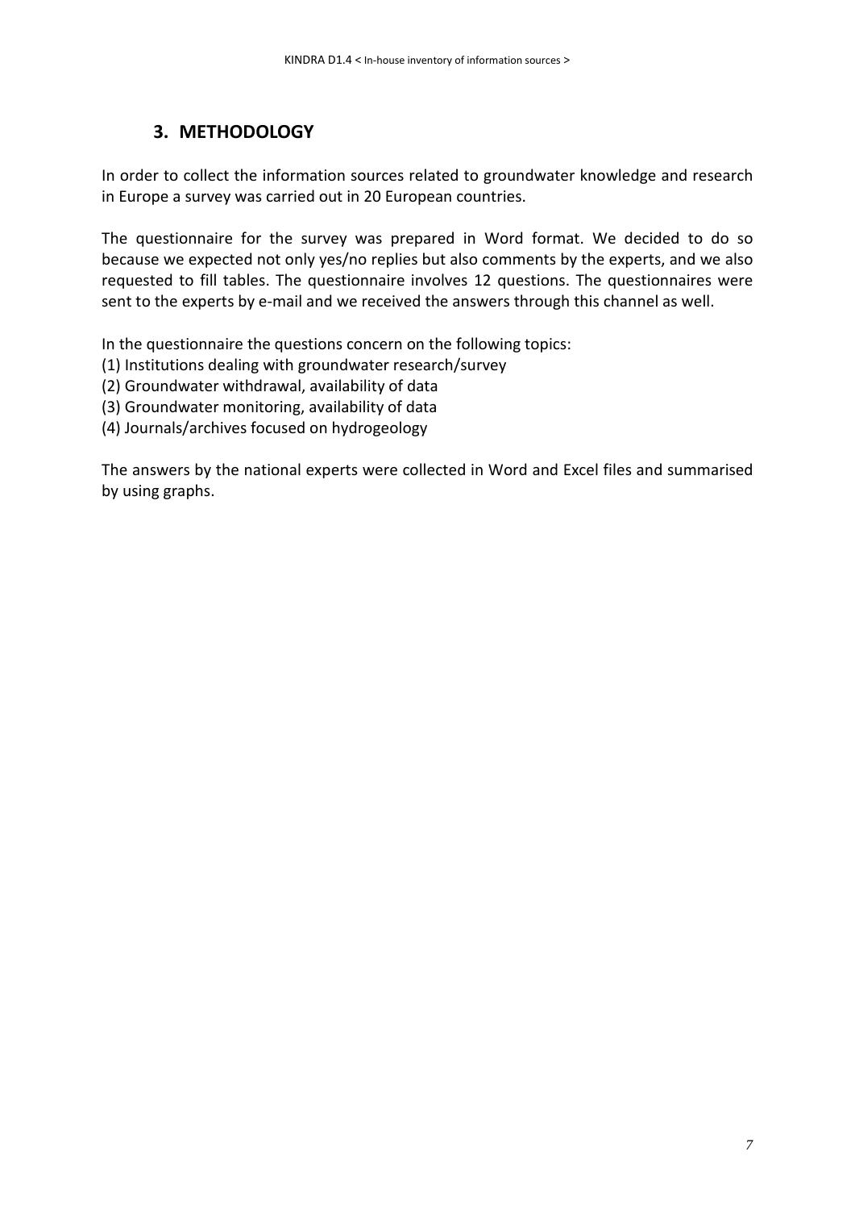## 3. METHODOLOGY

In order to collect the information sources related to groundwater knowledge and research in Europe a survey was carried out in 20 European countries.

The questionnaire for the survey was prepared in Word format. We decided to do so because we expected not only yes/no replies but also comments by the experts, and we also requested to fill tables. The questionnaire involves 12 questions. The questionnaires were sent to the experts by e-mail and we received the answers through this channel as well.

In the questionnaire the questions concern on the following topics:
(1) Institutions dealing with groundwater research/survey
(2) Groundwater withdrawal, availability of data
(3) Groundwater monitoring, availability of data
(4) Journals/archives focused on hydrogeology

The answers by the national experts were collected in Word and Excel files and summarised by using graphs.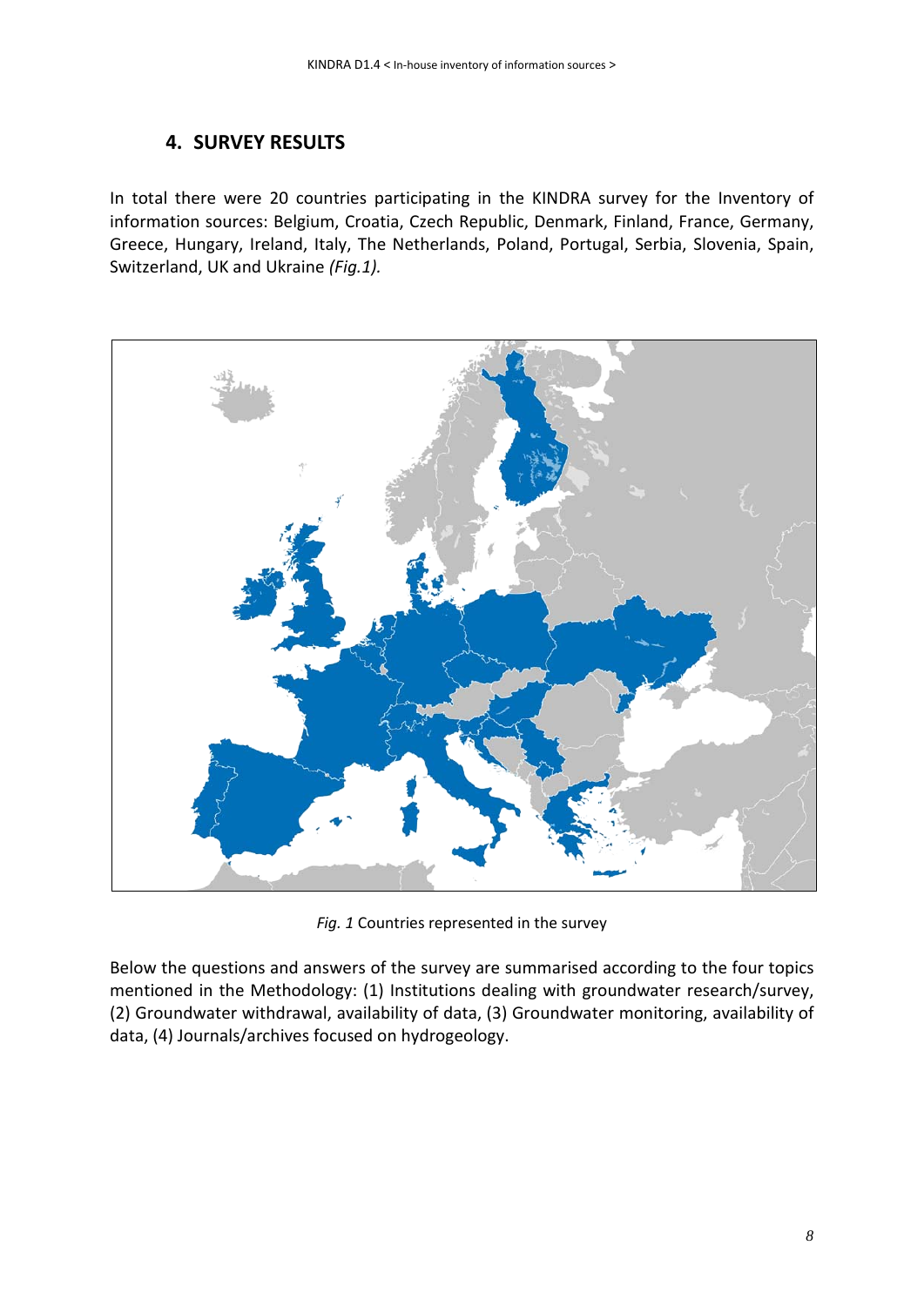## 4. SURVEY RESULTS

In total there were 20 countries participating in the KINDRA survey for the Inventory of information sources: Belgium, Croatia, Czech Republic, Denmark, Finland, France, Germany, Greece, Hungary, Ireland, Italy, The Netherlands, Poland, Portugal, Serbia, Slovenia, Spain, Switzerland, UK and Ukraine *(Fig.1).*

*Fig. 1* Countries represented in the survey

Below the questions and answers of the survey are summarised according to the four topics mentioned in the Methodology: (1) Institutions dealing with groundwater research/survey, (2) Groundwater withdrawal, availability of data, (3) Groundwater monitoring, availability of data, (4) Journals/archives focused on hydrogeology.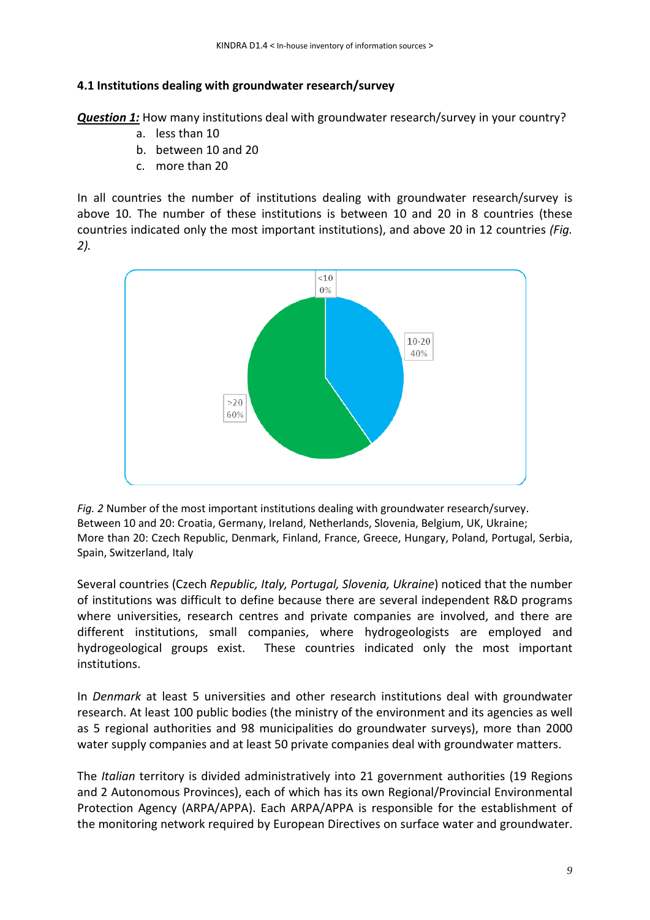### 4.1 Institutions dealing with groundwater research/survey

***Question 1:*** How many institutions deal with groundwater research/survey in your country?

a. less than 10
b. between 10 and 20
c. more than 20

In all countries the number of institutions dealing with groundwater research/survey is above 10. The number of these institutions is between 10 and 20 in 8 countries (these countries indicated only the most important institutions), and above 20 in 12 countries *(Fig. 2).*

*Fig. 2* Number of the most important institutions dealing with groundwater research/survey.
Between 10 and 20: Croatia, Germany, Ireland, Netherlands, Slovenia, Belgium, UK, Ukraine;
More than 20: Czech Republic, Denmark, Finland, France, Greece, Hungary, Poland, Portugal, Serbia, Spain, Switzerland, Italy

Several countries (Czech *Republic, Italy, Portugal, Slovenia, Ukraine*) noticed that the number of institutions was difficult to define because there are several independent R&D programs where universities, research centres and private companies are involved, and there are different institutions, small companies, where hydrogeologists are employed and hydrogeological groups exist. These countries indicated only the most important institutions.

In *Denmark* at least 5 universities and other research institutions deal with groundwater research. At least 100 public bodies (the ministry of the environment and its agencies as well as 5 regional authorities and 98 municipalities do groundwater surveys), more than 2000 water supply companies and at least 50 private companies deal with groundwater matters.

The *Italian* territory is divided administratively into 21 government authorities (19 Regions and 2 Autonomous Provinces), each of which has its own Regional/Provincial Environmental Protection Agency (ARPA/APPA). Each ARPA/APPA is responsible for the establishment of the monitoring network required by European Directives on surface water and groundwater.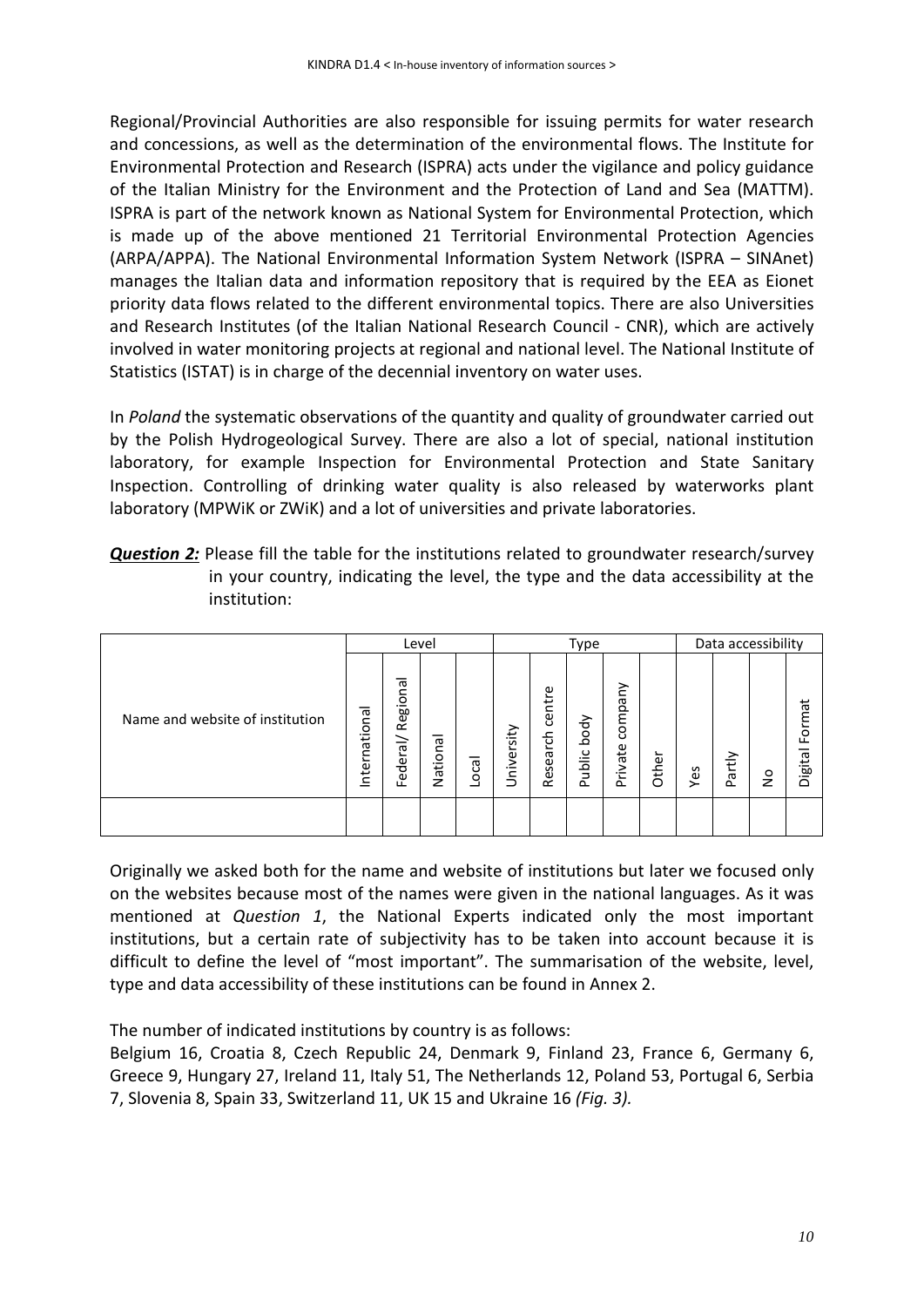Regional/Provincial Authorities are also responsible for issuing permits for water research and concessions, as well as the determination of the environmental flows. The Institute for Environmental Protection and Research (ISPRA) acts under the vigilance and policy guidance of the Italian Ministry for the Environment and the Protection of Land and Sea (MATTM). ISPRA is part of the network known as National System for Environmental Protection, which is made up of the above mentioned 21 Territorial Environmental Protection Agencies (ARPA/APPA). The National Environmental Information System Network (ISPRA – SINAnet) manages the Italian data and information repository that is required by the EEA as Eionet priority data flows related to the different environmental topics. There are also Universities and Research Institutes (of the Italian National Research Council - CNR), which are actively involved in water monitoring projects at regional and national level. The National Institute of Statistics (ISTAT) is in charge of the decennial inventory on water uses.

In *Poland* the systematic observations of the quantity and quality of groundwater carried out by the Polish Hydrogeological Survey. There are also a lot of special, national institution laboratory, for example Inspection for Environmental Protection and State Sanitary Inspection. Controlling of drinking water quality is also released by waterworks plant laboratory (MPWiK or ZWiK) and a lot of universities and private laboratories.

***Question 2:*** Please fill the table for the institutions related to groundwater research/survey in your country, indicating the level, the type and the data accessibility at the institution:

| Name and website of institution | Level | | | | Type | | | | | Data accessibility | | | |
|---|---|---|---|---|---|---|---|---|---|---|---|---|---|
| | International | Federal/ Regional | National | Local | University | Research centre | Public body | Private company | Other | Yes | Partly | No | Digital Format |
| | | | | | | | | | | | | | |

Originally we asked both for the name and website of institutions but later we focused only on the websites because most of the names were given in the national languages. As it was mentioned at *Question 1*, the National Experts indicated only the most important institutions, but a certain rate of subjectivity has to be taken into account because it is difficult to define the level of "most important". The summarisation of the website, level, type and data accessibility of these institutions can be found in Annex 2.

The number of indicated institutions by country is as follows:
Belgium 16, Croatia 8, Czech Republic 24, Denmark 9, Finland 23, France 6, Germany 6, Greece 9, Hungary 27, Ireland 11, Italy 51, The Netherlands 12, Poland 53, Portugal 6, Serbia 7, Slovenia 8, Spain 33, Switzerland 11, UK 15 and Ukraine 16 *(Fig. 3).*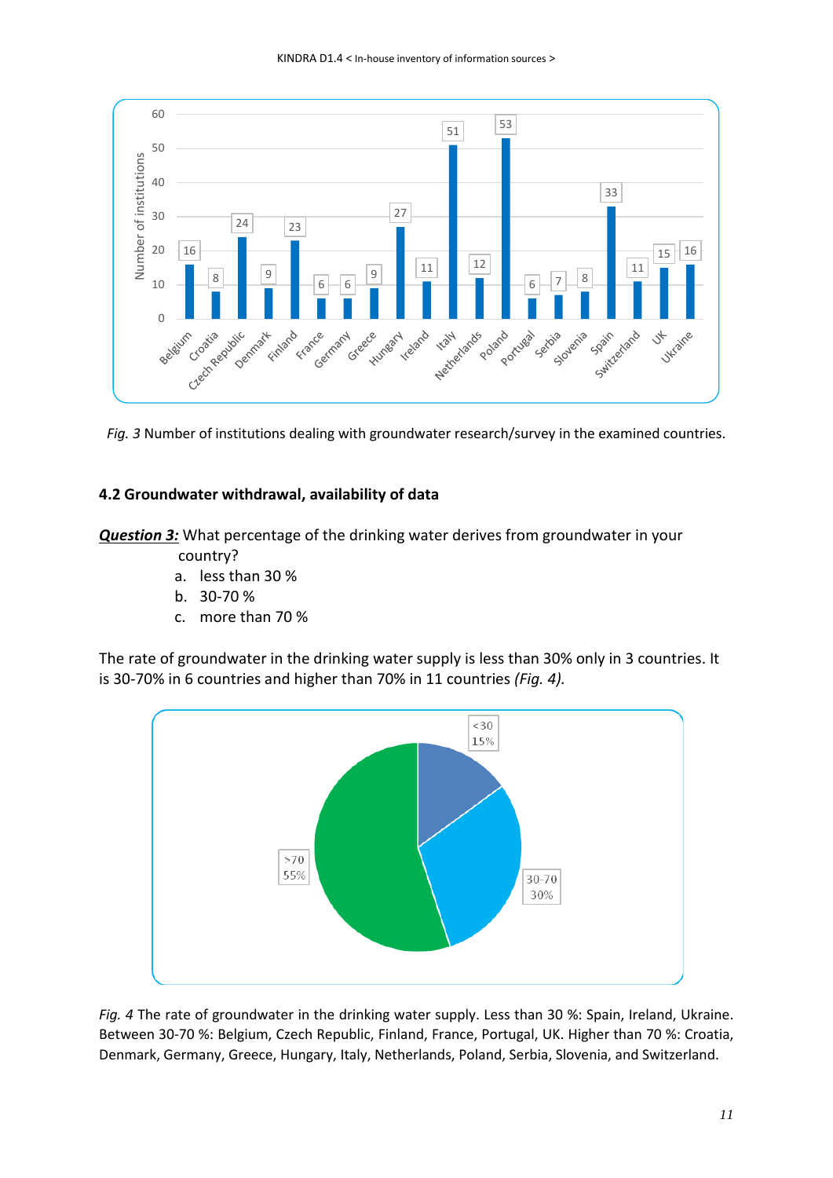Fig. 3 Number of institutions dealing with groundwater research/survey in the examined countries.

## 4.2 Groundwater withdrawal, availability of data

***Question 3:*** What percentage of the drinking water derives from groundwater in your country?

a. less than 30 %
b. 30-70 %
c. more than 70 %

The rate of groundwater in the drinking water supply is less than 30% only in 3 countries. It is 30-70% in 6 countries and higher than 70% in 11 countries *(Fig. 4).*

*Fig. 4* The rate of groundwater in the drinking water supply. Less than 30 %: Spain, Ireland, Ukraine. Between 30-70 %: Belgium, Czech Republic, Finland, France, Portugal, UK. Higher than 70 %: Croatia, Denmark, Germany, Greece, Hungary, Italy, Netherlands, Poland, Serbia, Slovenia, and Switzerland.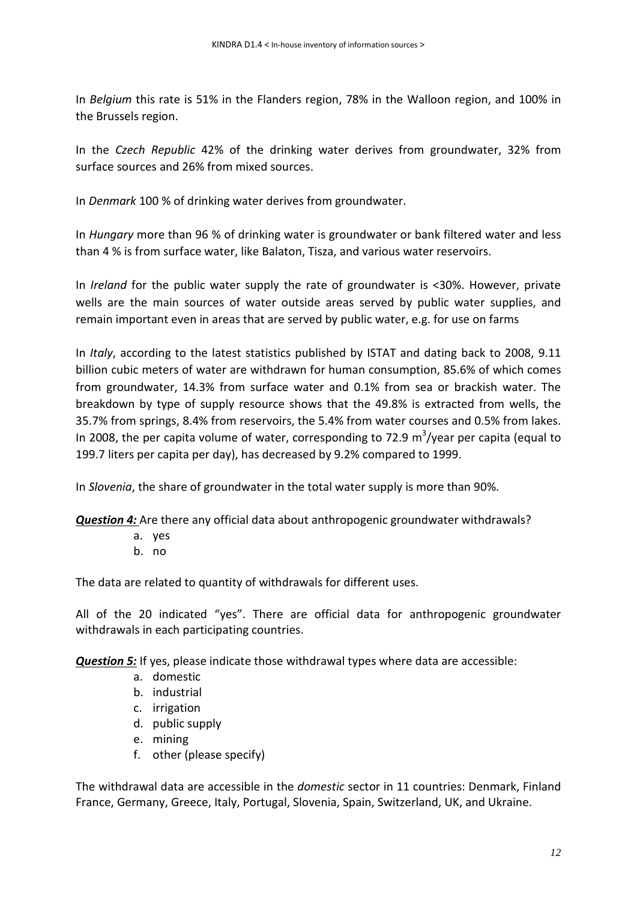In *Belgium* this rate is 51% in the Flanders region, 78% in the Walloon region, and 100% in the Brussels region.

In the *Czech Republic* 42% of the drinking water derives from groundwater, 32% from surface sources and 26% from mixed sources.

In *Denmark* 100 % of drinking water derives from groundwater.

In *Hungary* more than 96 % of drinking water is groundwater or bank filtered water and less than 4 % is from surface water, like Balaton, Tisza, and various water reservoirs.

In *Ireland* for the public water supply the rate of groundwater is <30%. However, private wells are the main sources of water outside areas served by public water supplies, and remain important even in areas that are served by public water, e.g. for use on farms

In *Italy*, according to the latest statistics published by ISTAT and dating back to 2008, 9.11 billion cubic meters of water are withdrawn for human consumption, 85.6% of which comes from groundwater, 14.3% from surface water and 0.1% from sea or brackish water. The breakdown by type of supply resource shows that the 49.8% is extracted from wells, the 35.7% from springs, 8.4% from reservoirs, the 5.4% from water courses and 0.5% from lakes. In 2008, the per capita volume of water, corresponding to 72.9 $m^3$/year per capita (equal to 199.7 liters per capita per day), has decreased by 9.2% compared to 1999.

In *Slovenia*, the share of groundwater in the total water supply is more than 90%.

***Question 4:*** Are there any official data about anthropogenic groundwater withdrawals?

a. yes
b. no

The data are related to quantity of withdrawals for different uses.

All of the 20 indicated "yes". There are official data for anthropogenic groundwater withdrawals in each participating countries.

***Question 5:*** If yes, please indicate those withdrawal types where data are accessible:

a. domestic
b. industrial
c. irrigation
d. public supply
e. mining
f. other (please specify)

The withdrawal data are accessible in the *domestic* sector in 11 countries: Denmark, Finland France, Germany, Greece, Italy, Portugal, Slovenia, Spain, Switzerland, UK, and Ukraine.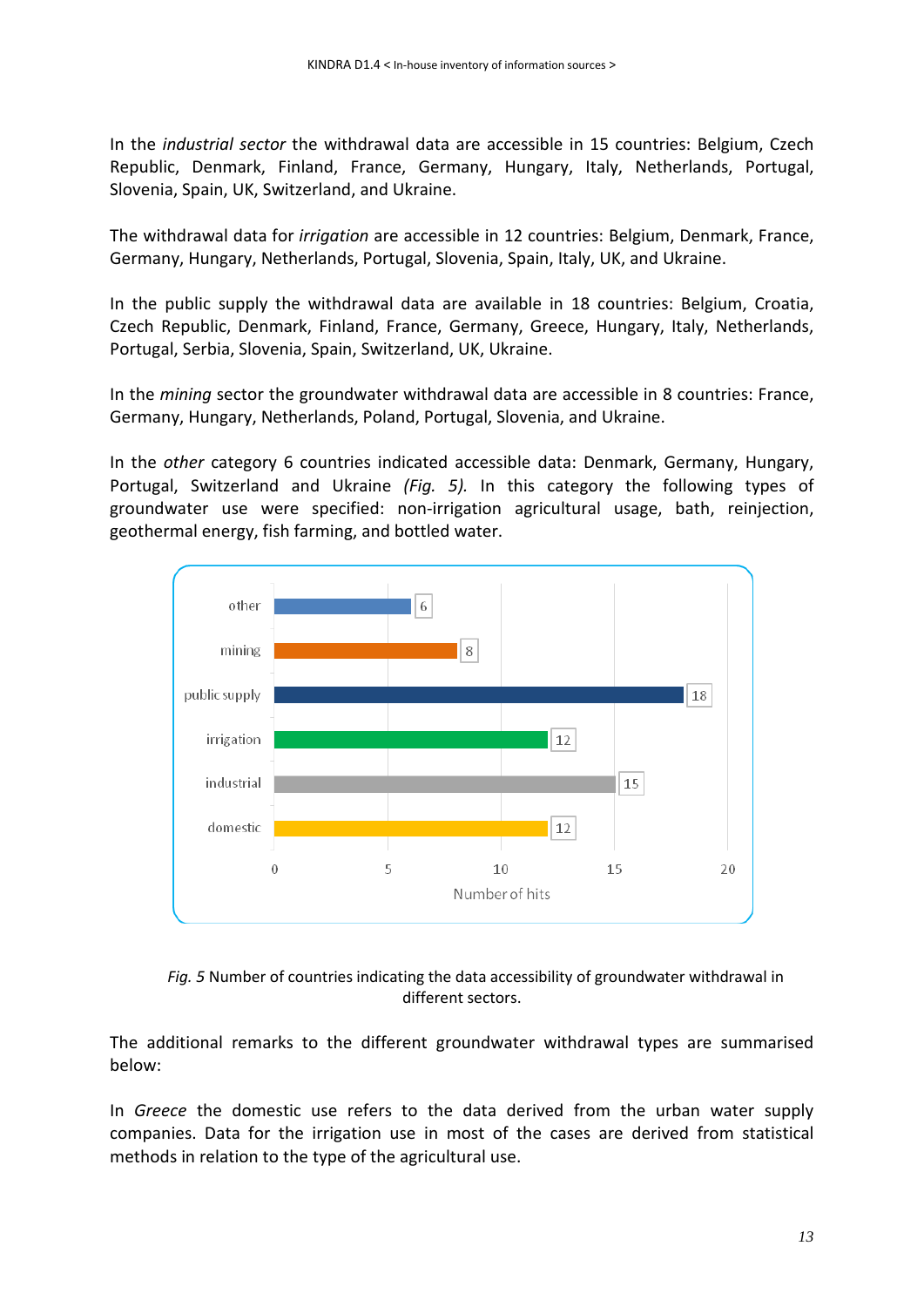In the *industrial sector* the withdrawal data are accessible in 15 countries: Belgium, Czech Republic, Denmark, Finland, France, Germany, Hungary, Italy, Netherlands, Portugal, Slovenia, Spain, UK, Switzerland, and Ukraine.

The withdrawal data for *irrigation* are accessible in 12 countries: Belgium, Denmark, France, Germany, Hungary, Netherlands, Portugal, Slovenia, Spain, Italy, UK, and Ukraine.

In the public supply the withdrawal data are available in 18 countries: Belgium, Croatia, Czech Republic, Denmark, Finland, France, Germany, Greece, Hungary, Italy, Netherlands, Portugal, Serbia, Slovenia, Spain, Switzerland, UK, Ukraine.

In the *mining* sector the groundwater withdrawal data are accessible in 8 countries: France, Germany, Hungary, Netherlands, Poland, Portugal, Slovenia, and Ukraine.

In the *other* category 6 countries indicated accessible data: Denmark, Germany, Hungary, Portugal, Switzerland and Ukraine *(Fig. 5).* In this category the following types of groundwater use were specified: non-irrigation agricultural usage, bath, reinjection, geothermal energy, fish farming, and bottled water.

| Sector | Number of hits |
|---|---|
| other | 6 |
| mining | 8 |
| public supply | 18 |
| irrigation | 12 |
| industrial | 15 |
| domestic | 12 |

*Fig. 5* Number of countries indicating the data accessibility of groundwater withdrawal in different sectors.

The additional remarks to the different groundwater withdrawal types are summarised below:

In *Greece* the domestic use refers to the data derived from the urban water supply companies. Data for the irrigation use in most of the cases are derived from statistical methods in relation to the type of the agricultural use.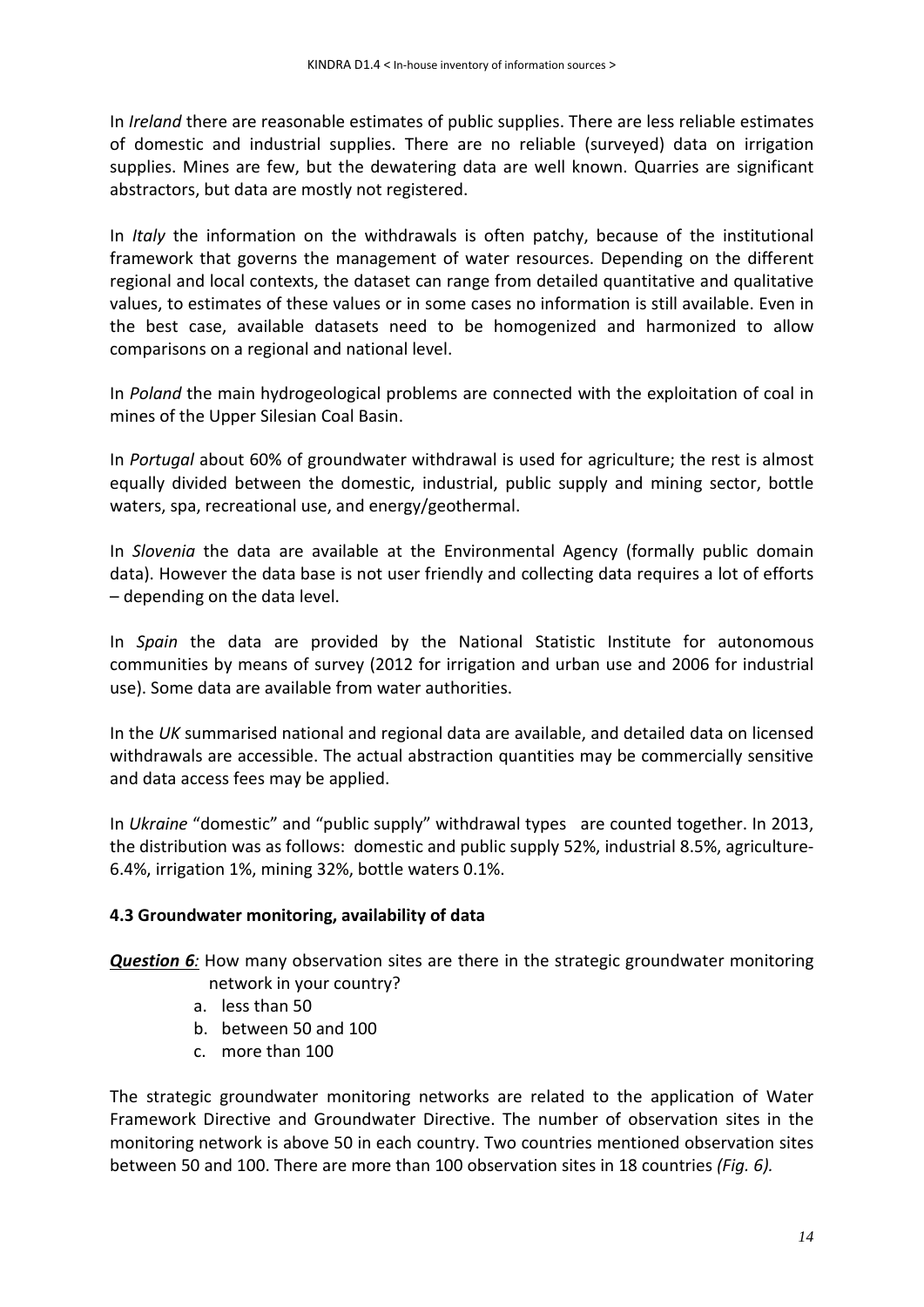In *Ireland* there are reasonable estimates of public supplies. There are less reliable estimates of domestic and industrial supplies. There are no reliable (surveyed) data on irrigation supplies. Mines are few, but the dewatering data are well known. Quarries are significant abstractors, but data are mostly not registered.

In *Italy* the information on the withdrawals is often patchy, because of the institutional framework that governs the management of water resources. Depending on the different regional and local contexts, the dataset can range from detailed quantitative and qualitative values, to estimates of these values or in some cases no information is still available. Even in the best case, available datasets need to be homogenized and harmonized to allow comparisons on a regional and national level.

In *Poland* the main hydrogeological problems are connected with the exploitation of coal in mines of the Upper Silesian Coal Basin.

In *Portugal* about 60% of groundwater withdrawal is used for agriculture; the rest is almost equally divided between the domestic, industrial, public supply and mining sector, bottle waters, spa, recreational use, and energy/geothermal.

In *Slovenia* the data are available at the Environmental Agency (formally public domain data). However the data base is not user friendly and collecting data requires a lot of efforts – depending on the data level.

In *Spain* the data are provided by the National Statistic Institute for autonomous communities by means of survey (2012 for irrigation and urban use and 2006 for industrial use). Some data are available from water authorities.

In the *UK* summarised national and regional data are available, and detailed data on licensed withdrawals are accessible. The actual abstraction quantities may be commercially sensitive and data access fees may be applied.

In *Ukraine* "domestic" and "public supply" withdrawal types are counted together. In 2013, the distribution was as follows: domestic and public supply 52%, industrial 8.5%, agriculture-6.4%, irrigation 1%, mining 32%, bottle waters 0.1%.

### 4.3 Groundwater monitoring, availability of data

***Question 6:*** How many observation sites are there in the strategic groundwater monitoring network in your country?

a. less than 50
b. between 50 and 100
c. more than 100

The strategic groundwater monitoring networks are related to the application of Water Framework Directive and Groundwater Directive. The number of observation sites in the monitoring network is above 50 in each country. Two countries mentioned observation sites between 50 and 100. There are more than 100 observation sites in 18 countries *(Fig. 6).*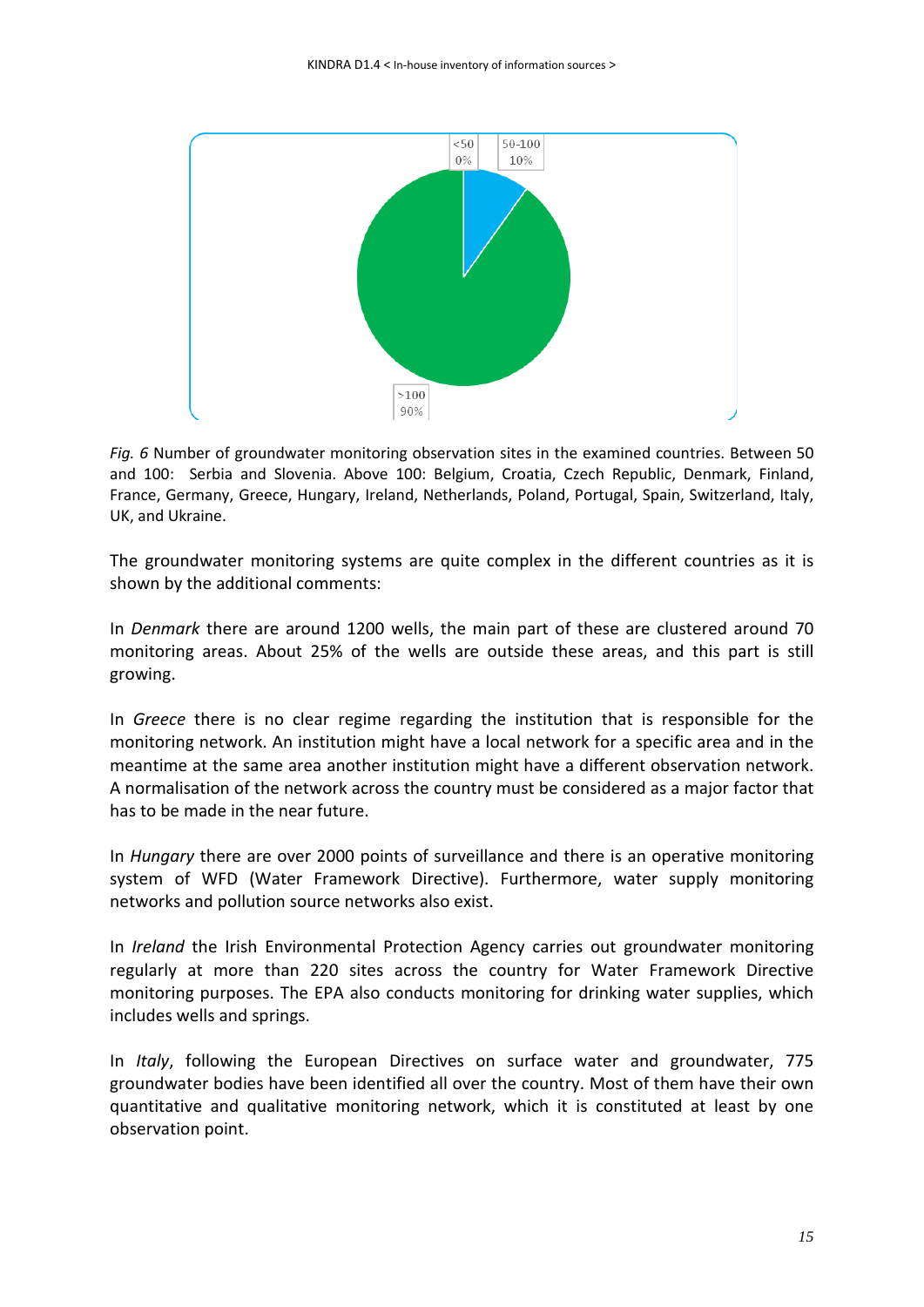Fig. 6 Number of groundwater monitoring observation sites in the examined countries. Between 50 and 100: Serbia and Slovenia. Above 100: Belgium, Croatia, Czech Republic, Denmark, Finland, France, Germany, Greece, Hungary, Ireland, Netherlands, Poland, Portugal, Spain, Switzerland, Italy, UK, and Ukraine.

The groundwater monitoring systems are quite complex in the different countries as it is shown by the additional comments:

In *Denmark* there are around 1200 wells, the main part of these are clustered around 70 monitoring areas. About 25% of the wells are outside these areas, and this part is still growing.

In *Greece* there is no clear regime regarding the institution that is responsible for the monitoring network. An institution might have a local network for a specific area and in the meantime at the same area another institution might have a different observation network. A normalisation of the network across the country must be considered as a major factor that has to be made in the near future.

In *Hungary* there are over 2000 points of surveillance and there is an operative monitoring system of WFD (Water Framework Directive). Furthermore, water supply monitoring networks and pollution source networks also exist.

In *Ireland* the Irish Environmental Protection Agency carries out groundwater monitoring regularly at more than 220 sites across the country for Water Framework Directive monitoring purposes. The EPA also conducts monitoring for drinking water supplies, which includes wells and springs.

In *Italy*, following the European Directives on surface water and groundwater, 775 groundwater bodies have been identified all over the country. Most of them have their own quantitative and qualitative monitoring network, which it is constituted at least by one observation point.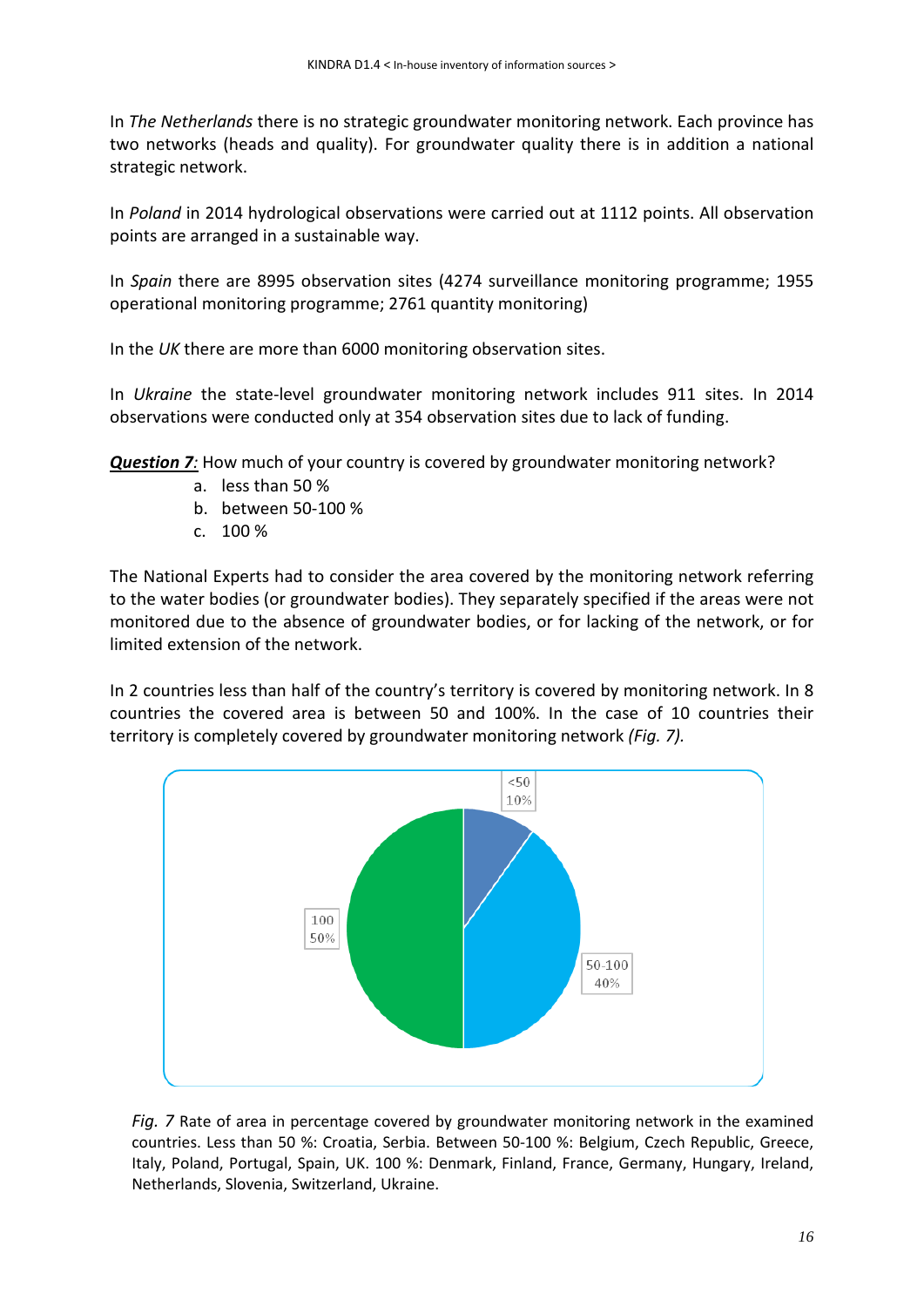In *The Netherlands* there is no strategic groundwater monitoring network. Each province has two networks (heads and quality). For groundwater quality there is in addition a national strategic network.

In *Poland* in 2014 hydrological observations were carried out at 1112 points. All observation points are arranged in a sustainable way.

In *Spain* there are 8995 observation sites (4274 surveillance monitoring programme; 1955 operational monitoring programme; 2761 quantity monitoring)

In the *UK* there are more than 6000 monitoring observation sites.

In *Ukraine* the state-level groundwater monitoring network includes 911 sites. In 2014 observations were conducted only at 354 observation sites due to lack of funding.

***Question 7:*** How much of your country is covered by groundwater monitoring network?

a. less than 50 %
b. between 50-100 %
c. 100 %

The National Experts had to consider the area covered by the monitoring network referring to the water bodies (or groundwater bodies). They separately specified if the areas were not monitored due to the absence of groundwater bodies, or for lacking of the network, or for limited extension of the network.

In 2 countries less than half of the country's territory is covered by monitoring network. In 8 countries the covered area is between 50 and 100%. In the case of 10 countries their territory is completely covered by groundwater monitoring network *(Fig. 7).*

*Fig. 7* Rate of area in percentage covered by groundwater monitoring network in the examined countries. Less than 50 %: Croatia, Serbia. Between 50-100 %: Belgium, Czech Republic, Greece, Italy, Poland, Portugal, Spain, UK. 100 %: Denmark, Finland, France, Germany, Hungary, Ireland, Netherlands, Slovenia, Switzerland, Ukraine.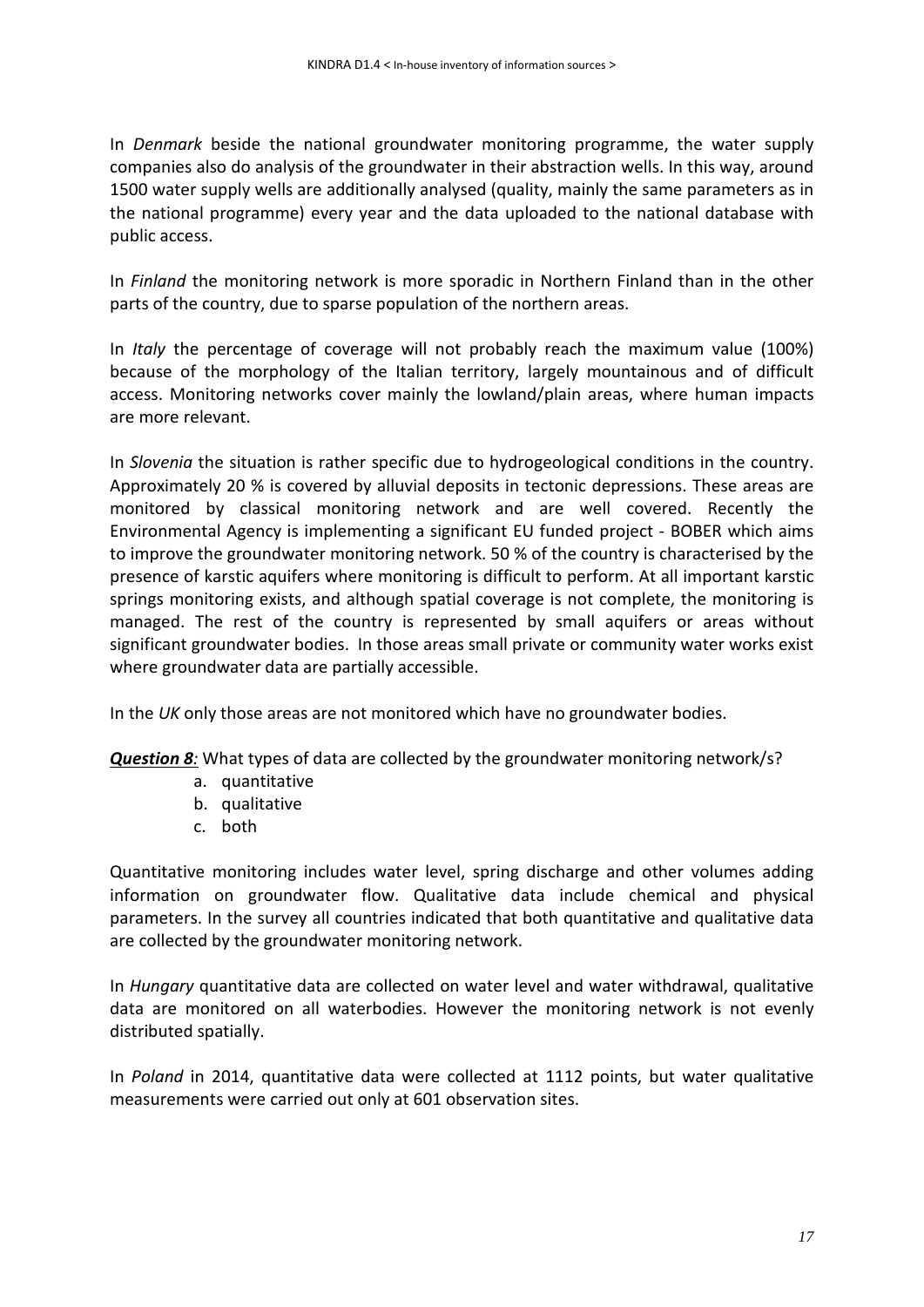In *Denmark* beside the national groundwater monitoring programme, the water supply companies also do analysis of the groundwater in their abstraction wells. In this way, around 1500 water supply wells are additionally analysed (quality, mainly the same parameters as in the national programme) every year and the data uploaded to the national database with public access.

In *Finland* the monitoring network is more sporadic in Northern Finland than in the other parts of the country, due to sparse population of the northern areas.

In *Italy* the percentage of coverage will not probably reach the maximum value (100%) because of the morphology of the Italian territory, largely mountainous and of difficult access. Monitoring networks cover mainly the lowland/plain areas, where human impacts are more relevant.

In *Slovenia* the situation is rather specific due to hydrogeological conditions in the country. Approximately 20 % is covered by alluvial deposits in tectonic depressions. These areas are monitored by classical monitoring network and are well covered. Recently the Environmental Agency is implementing a significant EU funded project - BOBER which aims to improve the groundwater monitoring network. 50 % of the country is characterised by the presence of karstic aquifers where monitoring is difficult to perform. At all important karstic springs monitoring exists, and although spatial coverage is not complete, the monitoring is managed. The rest of the country is represented by small aquifers or areas without significant groundwater bodies. In those areas small private or community water works exist where groundwater data are partially accessible.

In the *UK* only those areas are not monitored which have no groundwater bodies.

***Question 8****:* What types of data are collected by the groundwater monitoring network/s?

a. quantitative
b. qualitative
c. both

Quantitative monitoring includes water level, spring discharge and other volumes adding information on groundwater flow. Qualitative data include chemical and physical parameters. In the survey all countries indicated that both quantitative and qualitative data are collected by the groundwater monitoring network.

In *Hungary* quantitative data are collected on water level and water withdrawal, qualitative data are monitored on all waterbodies. However the monitoring network is not evenly distributed spatially.

In *Poland* in 2014, quantitative data were collected at 1112 points, but water qualitative measurements were carried out only at 601 observation sites.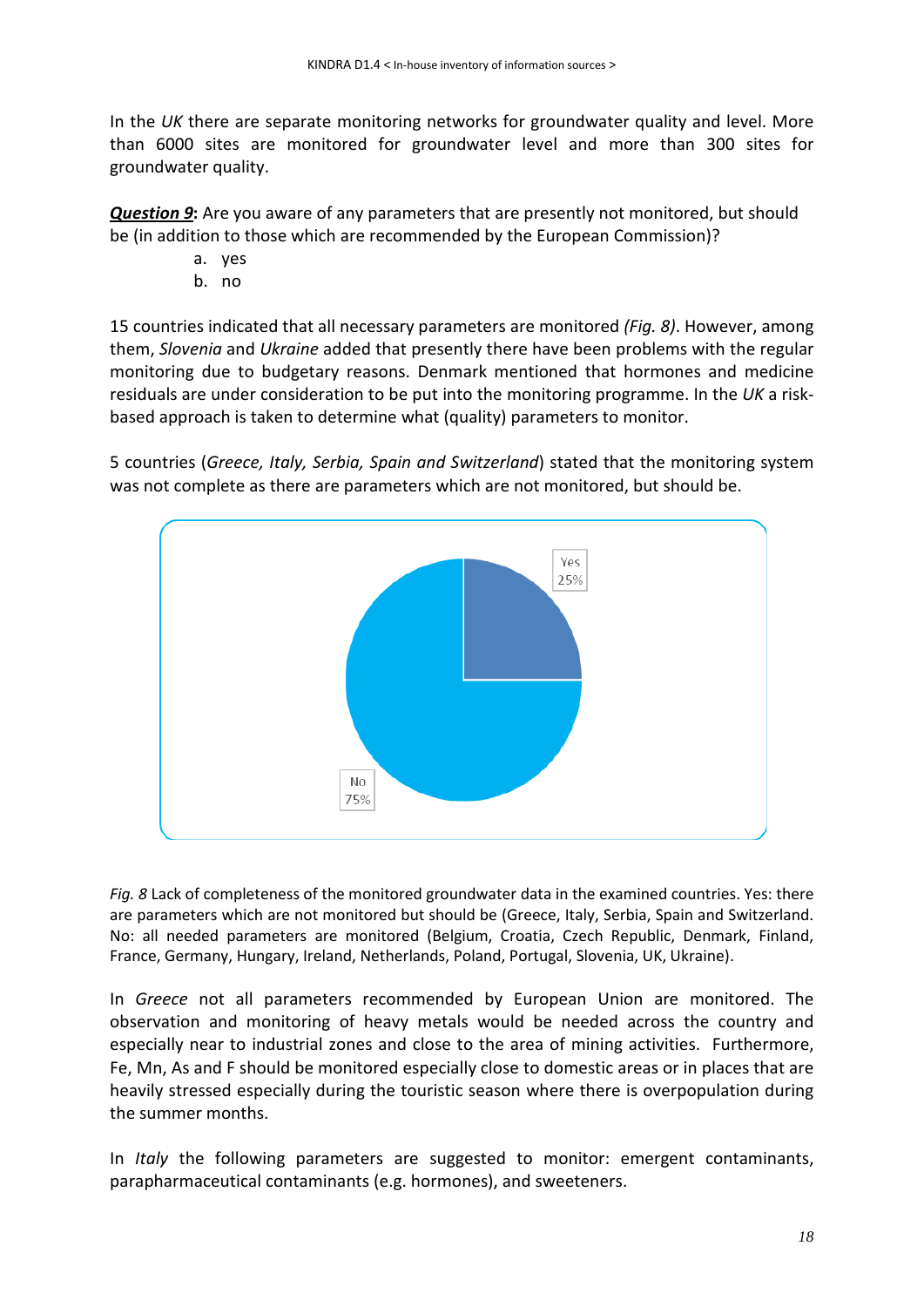In the *UK* there are separate monitoring networks for groundwater quality and level. More than 6000 sites are monitored for groundwater level and more than 300 sites for groundwater quality.

***Question 9*:** Are you aware of any parameters that are presently not monitored, but should be (in addition to those which are recommended by the European Commission)?

a. yes
b. no

15 countries indicated that all necessary parameters are monitored *(Fig. 8)*. However, among them, *Slovenia* and *Ukraine* added that presently there have been problems with the regular monitoring due to budgetary reasons. Denmark mentioned that hormones and medicine residuals are under consideration to be put into the monitoring programme. In the *UK* a risk-based approach is taken to determine what (quality) parameters to monitor.

5 countries (*Greece, Italy, Serbia, Spain and Switzerland*) stated that the monitoring system was not complete as there are parameters which are not monitored, but should be.

Yes 25%

No 75%

*Fig. 8* Lack of completeness of the monitored groundwater data in the examined countries. Yes: there are parameters which are not monitored but should be (Greece, Italy, Serbia, Spain and Switzerland. No: all needed parameters are monitored (Belgium, Croatia, Czech Republic, Denmark, Finland, France, Germany, Hungary, Ireland, Netherlands, Poland, Portugal, Slovenia, UK, Ukraine).

In *Greece* not all parameters recommended by European Union are monitored. The observation and monitoring of heavy metals would be needed across the country and especially near to industrial zones and close to the area of mining activities. Furthermore, Fe, Mn, As and F should be monitored especially close to domestic areas or in places that are heavily stressed especially during the touristic season where there is overpopulation during the summer months.

In *Italy* the following parameters are suggested to monitor: emergent contaminants, parapharmaceutical contaminants (e.g. hormones), and sweeteners.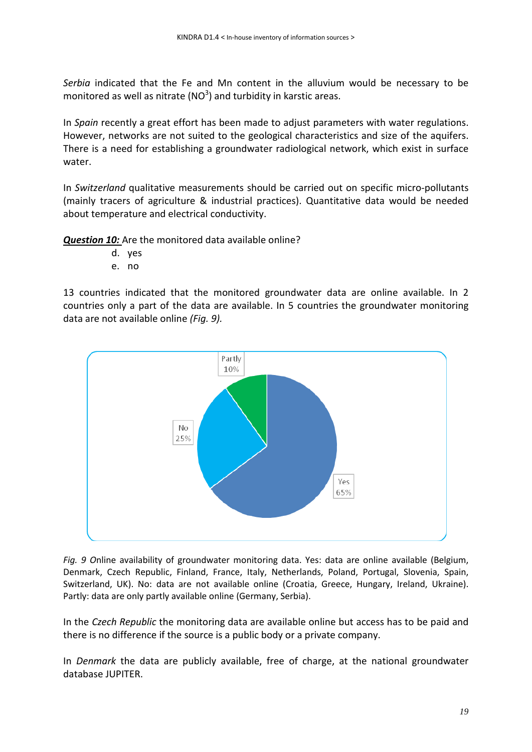*Serbia* indicated that the Fe and Mn content in the alluvium would be necessary to be monitored as well as nitrate ($NO^3$) and turbidity in karstic areas.

In *Spain* recently a great effort has been made to adjust parameters with water regulations. However, networks are not suited to the geological characteristics and size of the aquifers. There is a need for establishing a groundwater radiological network, which exist in surface water.

In *Switzerland* qualitative measurements should be carried out on specific micro-pollutants (mainly tracers of agriculture & industrial practices). Quantitative data would be needed about temperature and electrical conductivity.

***Question 10:*** Are the monitored data available online?

d. yes
e. no

13 countries indicated that the monitored groundwater data are online available. In 2 countries only a part of the data are available. In 5 countries the groundwater monitoring data are not available online *(Fig. 9).*

*Fig. 9* Online availability of groundwater monitoring data. Yes: data are online available (Belgium, Denmark, Czech Republic, Finland, France, Italy, Netherlands, Poland, Portugal, Slovenia, Spain, Switzerland, UK). No: data are not available online (Croatia, Greece, Hungary, Ireland, Ukraine). Partly: data are only partly available online (Germany, Serbia).

In the *Czech Republic* the monitoring data are available online but access has to be paid and there is no difference if the source is a public body or a private company.

In *Denmark* the data are publicly available, free of charge, at the national groundwater database JUPITER.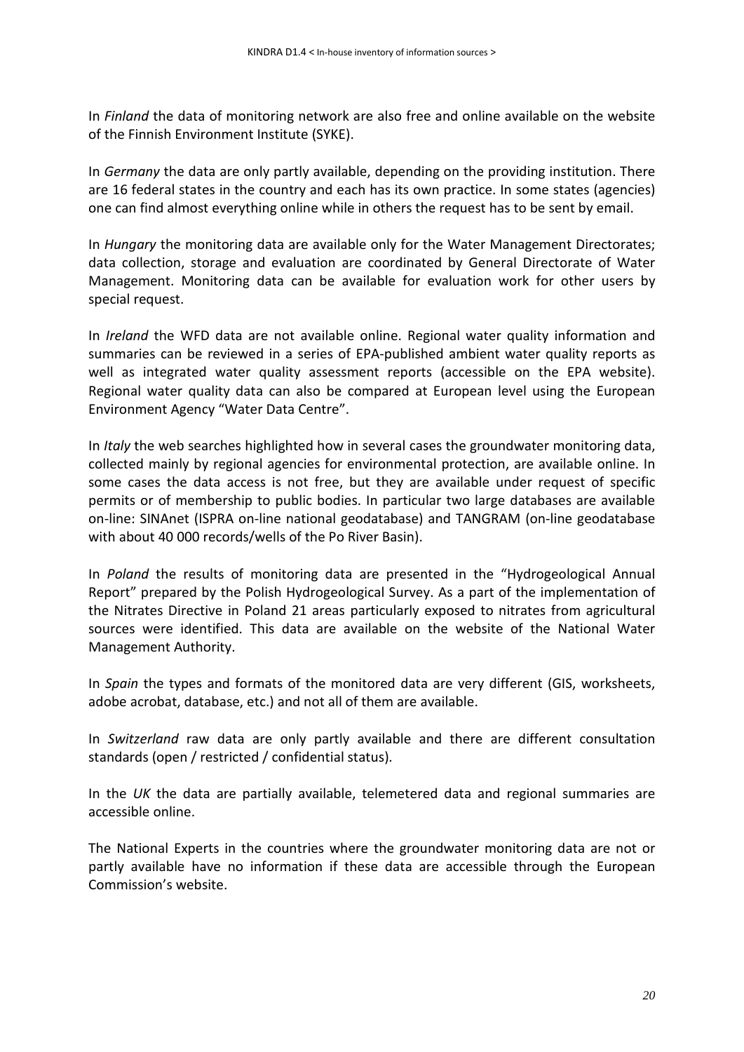In *Finland* the data of monitoring network are also free and online available on the website of the Finnish Environment Institute (SYKE).

In *Germany* the data are only partly available, depending on the providing institution. There are 16 federal states in the country and each has its own practice. In some states (agencies) one can find almost everything online while in others the request has to be sent by email.

In *Hungary* the monitoring data are available only for the Water Management Directorates; data collection, storage and evaluation are coordinated by General Directorate of Water Management. Monitoring data can be available for evaluation work for other users by special request.

In *Ireland* the WFD data are not available online. Regional water quality information and summaries can be reviewed in a series of EPA-published ambient water quality reports as well as integrated water quality assessment reports (accessible on the EPA website). Regional water quality data can also be compared at European level using the European Environment Agency "Water Data Centre".

In *Italy* the web searches highlighted how in several cases the groundwater monitoring data, collected mainly by regional agencies for environmental protection, are available online. In some cases the data access is not free, but they are available under request of specific permits or of membership to public bodies. In particular two large databases are available on-line: SINAnet (ISPRA on-line national geodatabase) and TANGRAM (on-line geodatabase with about 40 000 records/wells of the Po River Basin).

In *Poland* the results of monitoring data are presented in the "Hydrogeological Annual Report" prepared by the Polish Hydrogeological Survey. As a part of the implementation of the Nitrates Directive in Poland 21 areas particularly exposed to nitrates from agricultural sources were identified. This data are available on the website of the National Water Management Authority.

In *Spain* the types and formats of the monitored data are very different (GIS, worksheets, adobe acrobat, database, etc.) and not all of them are available.

In *Switzerland* raw data are only partly available and there are different consultation standards (open / restricted / confidential status).

In the *UK* the data are partially available, telemetered data and regional summaries are accessible online.

The National Experts in the countries where the groundwater monitoring data are not or partly available have no information if these data are accessible through the European Commission's website.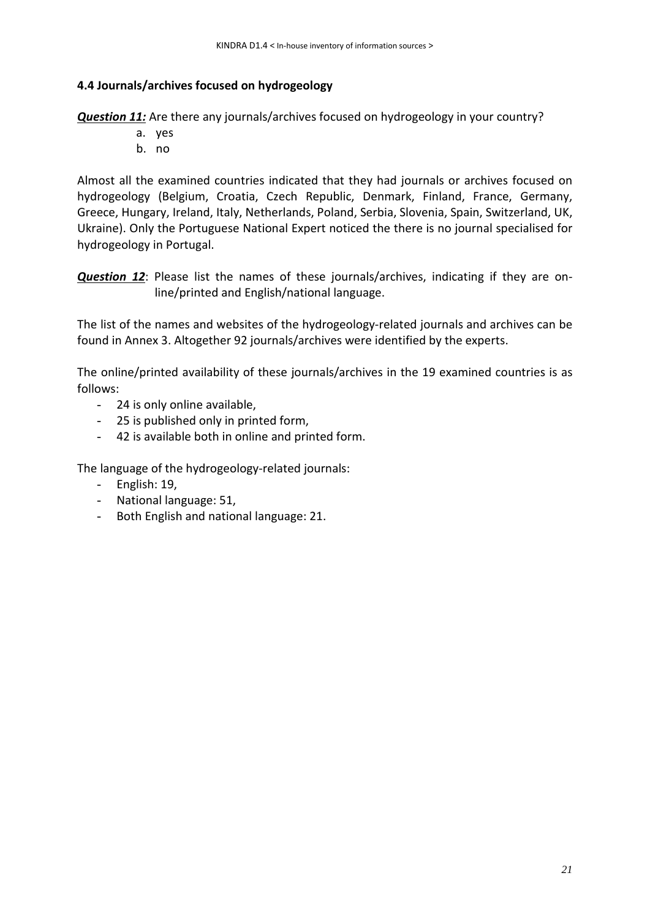### 4.4 Journals/archives focused on hydrogeology

***Question 11:*** Are there any journals/archives focused on hydrogeology in your country?

a. yes
b. no

Almost all the examined countries indicated that they had journals or archives focused on hydrogeology (Belgium, Croatia, Czech Republic, Denmark, Finland, France, Germany, Greece, Hungary, Ireland, Italy, Netherlands, Poland, Serbia, Slovenia, Spain, Switzerland, UK, Ukraine). Only the Portuguese National Expert noticed the there is no journal specialised for hydrogeology in Portugal.

***Question 12***: Please list the names of these journals/archives, indicating if they are on-line/printed and English/national language.

The list of the names and websites of the hydrogeology-related journals and archives can be found in Annex 3. Altogether 92 journals/archives were identified by the experts.

The online/printed availability of these journals/archives in the 19 examined countries is as follows:

- 24 is only online available,
- 25 is published only in printed form,
- 42 is available both in online and printed form.

The language of the hydrogeology-related journals:

- English: 19,
- National language: 51,
- Both English and national language: 21.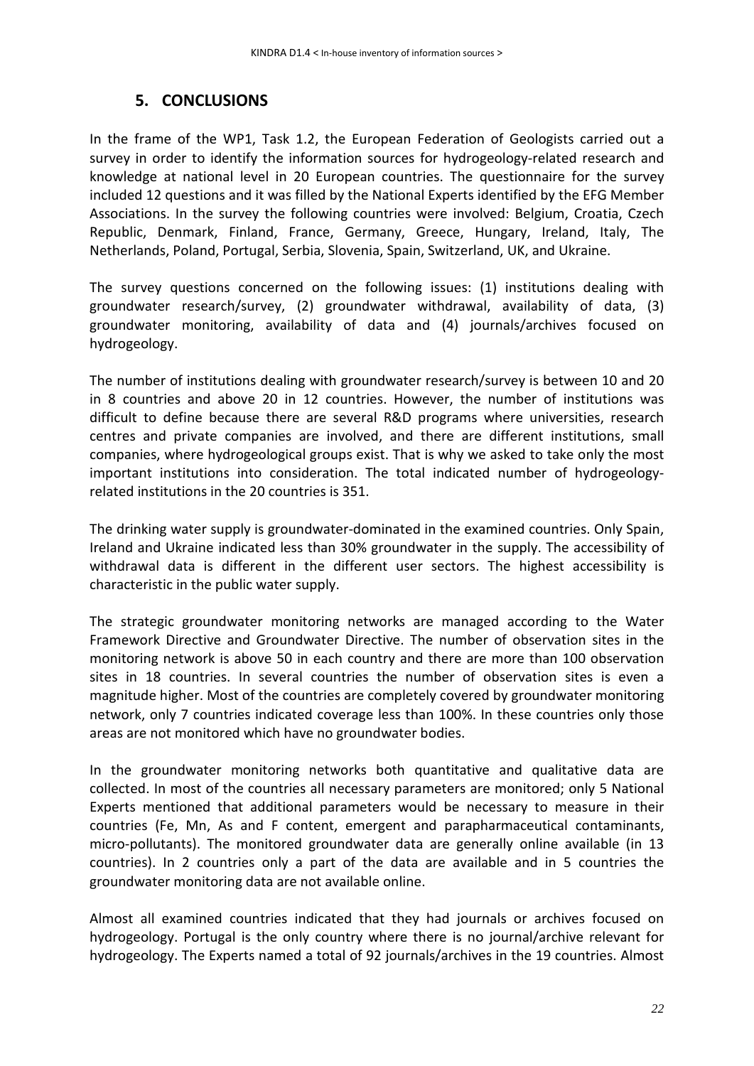## 5. CONCLUSIONS

In the frame of the WP1, Task 1.2, the European Federation of Geologists carried out a survey in order to identify the information sources for hydrogeology-related research and knowledge at national level in 20 European countries. The questionnaire for the survey included 12 questions and it was filled by the National Experts identified by the EFG Member Associations. In the survey the following countries were involved: Belgium, Croatia, Czech Republic, Denmark, Finland, France, Germany, Greece, Hungary, Ireland, Italy, The Netherlands, Poland, Portugal, Serbia, Slovenia, Spain, Switzerland, UK, and Ukraine.

The survey questions concerned on the following issues: (1) institutions dealing with groundwater research/survey, (2) groundwater withdrawal, availability of data, (3) groundwater monitoring, availability of data and (4) journals/archives focused on hydrogeology.

The number of institutions dealing with groundwater research/survey is between 10 and 20 in 8 countries and above 20 in 12 countries. However, the number of institutions was difficult to define because there are several R&D programs where universities, research centres and private companies are involved, and there are different institutions, small companies, where hydrogeological groups exist. That is why we asked to take only the most important institutions into consideration. The total indicated number of hydrogeology-related institutions in the 20 countries is 351.

The drinking water supply is groundwater-dominated in the examined countries. Only Spain, Ireland and Ukraine indicated less than 30% groundwater in the supply. The accessibility of withdrawal data is different in the different user sectors. The highest accessibility is characteristic in the public water supply.

The strategic groundwater monitoring networks are managed according to the Water Framework Directive and Groundwater Directive. The number of observation sites in the monitoring network is above 50 in each country and there are more than 100 observation sites in 18 countries. In several countries the number of observation sites is even a magnitude higher. Most of the countries are completely covered by groundwater monitoring network, only 7 countries indicated coverage less than 100%. In these countries only those areas are not monitored which have no groundwater bodies.

In the groundwater monitoring networks both quantitative and qualitative data are collected. In most of the countries all necessary parameters are monitored; only 5 National Experts mentioned that additional parameters would be necessary to measure in their countries (Fe, Mn, As and F content, emergent and parapharmaceutical contaminants, micro-pollutants). The monitored groundwater data are generally online available (in 13 countries). In 2 countries only a part of the data are available and in 5 countries the groundwater monitoring data are not available online.

Almost all examined countries indicated that they had journals or archives focused on hydrogeology. Portugal is the only country where there is no journal/archive relevant for hydrogeology. The Experts named a total of 92 journals/archives in the 19 countries. Almost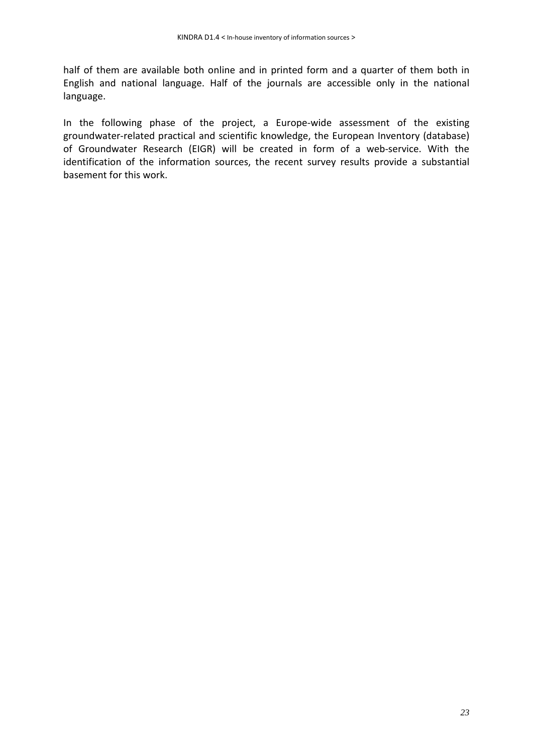half of them are available both online and in printed form and a quarter of them both in English and national language. Half of the journals are accessible only in the national language.

In the following phase of the project, a Europe-wide assessment of the existing groundwater-related practical and scientific knowledge, the European Inventory (database) of Groundwater Research (EIGR) will be created in form of a web-service. With the identification of the information sources, the recent survey results provide a substantial basement for this work.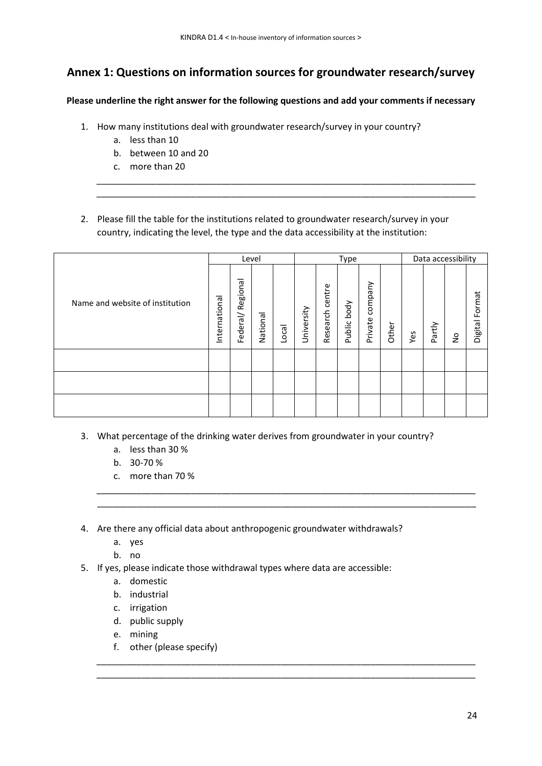## Annex 1: Questions on information sources for groundwater research/survey

**Please underline the right answer for the following questions and add your comments if necessary**

1. How many institutions deal with groundwater research/survey in your country?
   a. less than 10
   b. between 10 and 20
   c. more than 20

___________________________________________________________________________

___________________________________________________________________________

2. Please fill the table for the institutions related to groundwater research/survey in your country, indicating the level, the type and the data accessibility at the institution:

| | Level | | | | Type | | | | | Data accessibility | | | |
|---|---|---|---|---|---|---|---|---|---|---|---|---|---|
| Name and website of institution | International | Federal/ Regional | National | Local | University | Research centre | Public body | Private company | Other | Yes | Partly | No | Digital Format |
| | | | | | | | | | | | | | |
| | | | | | | | | | | | | | |
| | | | | | | | | | | | | | |

3. What percentage of the drinking water derives from groundwater in your country?
   a. less than 30 %
   b. 30-70 %
   c. more than 70 %

___________________________________________________________________________

___________________________________________________________________________

4. Are there any official data about anthropogenic groundwater withdrawals?
   a. yes
   b. no
5. If yes, please indicate those withdrawal types where data are accessible:
   a. domestic
   b. industrial
   c. irrigation
   d. public supply
   e. mining
   f. other (please specify)

___________________________________________________________________________

___________________________________________________________________________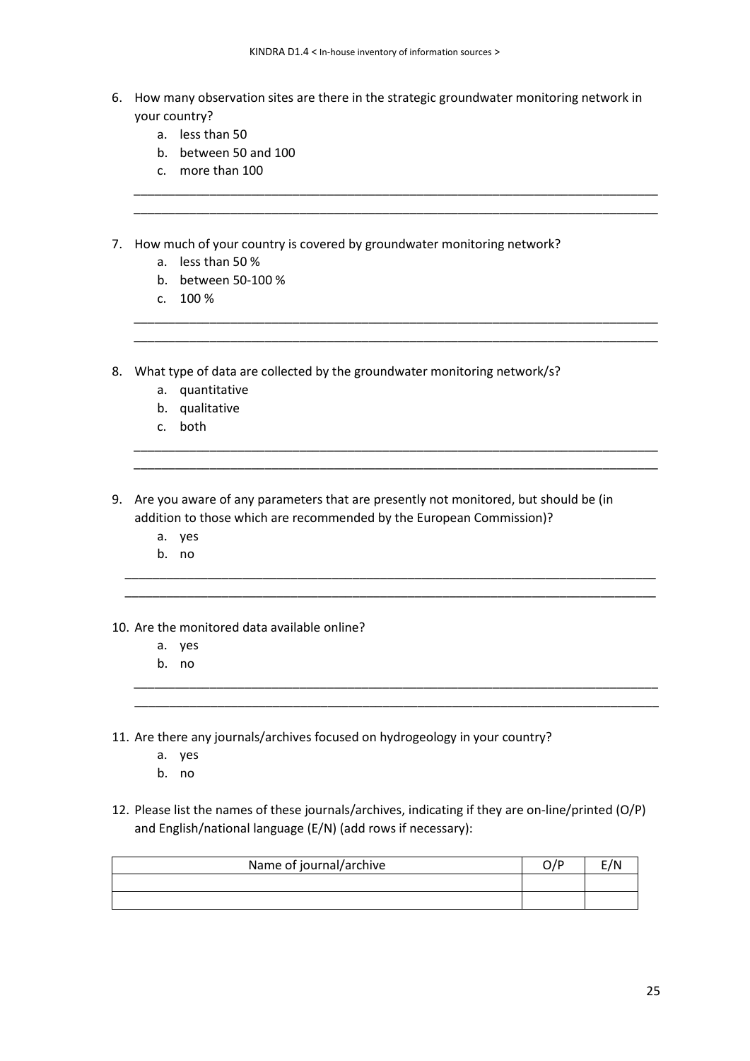6. How many observation sites are there in the strategic groundwater monitoring network in your country?
   a. less than 50
   b. between 50 and 100
   c. more than 100

________________________________________________________________________________
________________________________________________________________________________

7. How much of your country is covered by groundwater monitoring network?
   a. less than 50 %
   b. between 50-100 %
   c. 100 %

________________________________________________________________________________
________________________________________________________________________________

8. What type of data are collected by the groundwater monitoring network/s?
   a. quantitative
   b. qualitative
   c. both

________________________________________________________________________________
________________________________________________________________________________

9. Are you aware of any parameters that are presently not monitored, but should be (in addition to those which are recommended by the European Commission)?
   a. yes
   b. no

________________________________________________________________________________
________________________________________________________________________________

10. Are the monitored data available online?
    a. yes
    b. no

________________________________________________________________________________
________________________________________________________________________________

11. Are there any journals/archives focused on hydrogeology in your country?
    a. yes
    b. no

12. Please list the names of these journals/archives, indicating if they are on-line/printed (O/P) and English/national language (E/N) (add rows if necessary):

| Name of journal/archive | O/P | E/N |
|---|---|---|
| | | |
| | | |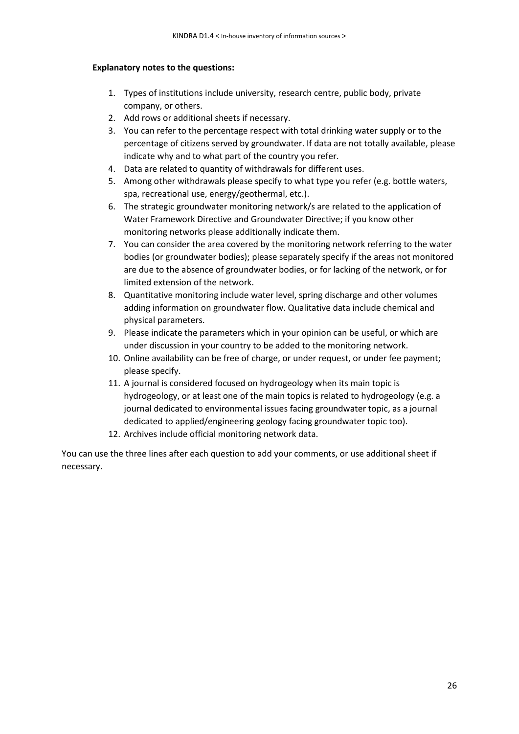**Explanatory notes to the questions:**

1. Types of institutions include university, research centre, public body, private company, or others.
2. Add rows or additional sheets if necessary.
3. You can refer to the percentage respect with total drinking water supply or to the percentage of citizens served by groundwater. If data are not totally available, please indicate why and to what part of the country you refer.
4. Data are related to quantity of withdrawals for different uses.
5. Among other withdrawals please specify to what type you refer (e.g. bottle waters, spa, recreational use, energy/geothermal, etc.).
6. The strategic groundwater monitoring network/s are related to the application of Water Framework Directive and Groundwater Directive; if you know other monitoring networks please additionally indicate them.
7. You can consider the area covered by the monitoring network referring to the water bodies (or groundwater bodies); please separately specify if the areas not monitored are due to the absence of groundwater bodies, or for lacking of the network, or for limited extension of the network.
8. Quantitative monitoring include water level, spring discharge and other volumes adding information on groundwater flow. Qualitative data include chemical and physical parameters.
9. Please indicate the parameters which in your opinion can be useful, or which are under discussion in your country to be added to the monitoring network.
10. Online availability can be free of charge, or under request, or under fee payment; please specify.
11. A journal is considered focused on hydrogeology when its main topic is hydrogeology, or at least one of the main topics is related to hydrogeology (e.g. a journal dedicated to environmental issues facing groundwater topic, as a journal dedicated to applied/engineering geology facing groundwater topic too).
12. Archives include official monitoring network data.

You can use the three lines after each question to add your comments, or use additional sheet if necessary.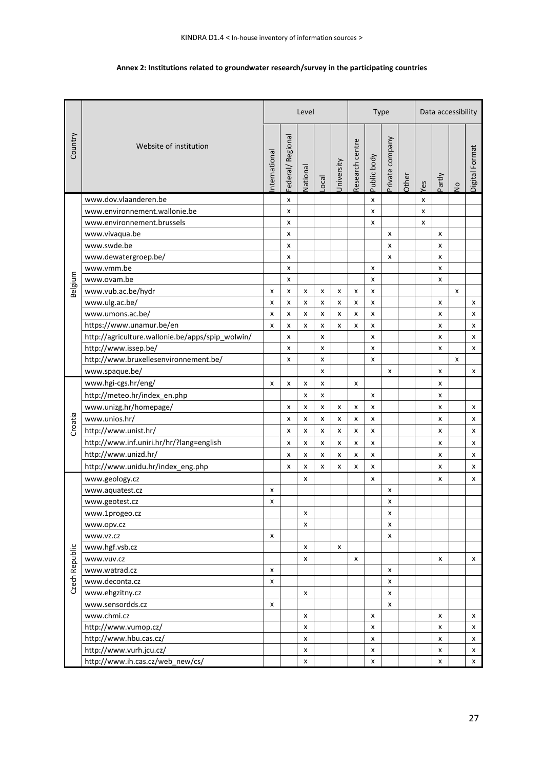**Annex 2: Institutions related to groundwater research/survey in the participating countries**

| Country | Website of institution | Level | | | | | Type | | | | Data accessibility | | | |
|---|---|---|---|---|---|---|---|---|---|---|---|---|---|---|
| | | International | Federal/ Regional | National | Local | University | Research centre | Public body | Private company | Other | Yes | Partly | No | Digital Format |
| Belgium | www.dov.vlaanderen.be | | x | | | | | x | | | x | | | |
| | www.environnement.wallonie.be | | x | | | | | x | | | x | | | |
| | www.environnement.brussels | | x | | | | | x | | | x | | | |
| | www.vivaqua.be | | x | | | | | | x | | | x | | |
| | www.swde.be | | x | | | | | | x | | | x | | |
| | www.dewatergroep.be/ | | x | | | | | | x | | | x | | |
| | www.vmm.be | | x | | | | | x | | | | x | | |
| | www.ovam.be | | x | | | | | x | | | | x | | |
| | www.vub.ac.be/hydr | x | x | x | x | x | x | x | | | | | x | |
| | www.ulg.ac.be/ | x | x | x | x | x | x | x | | | | x | | x |
| | www.umons.ac.be/ | x | x | x | x | x | x | x | | | | x | | x |
| | https://www.unamur.be/en | x | x | x | x | x | x | x | | | | x | | x |
| | http://agriculture.wallonie.be/apps/spip_wolwin/ | | x | | x | | | x | | | | x | | x |
| | http://www.issep.be/ | | x | | x | | | x | | | | x | | x |
| | http://www.bruxellesenvironnement.be/ | | x | | x | | | x | | | | | x | |
| | www.spaque.be/ | | | | x | | | | x | | | x | | x |
| Croatia | www.hgi-cgs.hr/eng/ | x | x | x | x | | x | | | | | x | | |
| | http://meteo.hr/index_en.php | | | x | x | | | x | | | | x | | |
| | www.unizg.hr/homepage/ | | x | x | x | x | x | x | | | | x | | x |
| | www.unios.hr/ | | x | x | x | x | x | x | | | | x | | x |
| | http://www.unist.hr/ | | x | x | x | x | x | x | | | | x | | x |
| | http://www.inf.uniri.hr/hr/?lang=english | | x | x | x | x | x | x | | | | x | | x |
| | http://www.unizd.hr/ | | x | x | x | x | x | x | | | | x | | x |
| | http://www.unidu.hr/index_eng.php | | x | x | x | x | x | x | | | | x | | x |
| Czech Republic | www.geology.cz | | | x | | | | x | | | | x | | x |
| | www.aquatest.cz | x | | | | | | | x | | | | | |
| | www.geotest.cz | x | | | | | | | x | | | | | |
| | www.1progeo.cz | | | x | | | | | x | | | | | |
| | www.opv.cz | | | x | | | | | x | | | | | |
| | www.vz.cz | x | | | | | | | x | | | | | |
| | www.hgf.vsb.cz | | | x | | x | | | | | | | | |
| | www.vuv.cz | | | x | | | x | | | | | x | | x |
| | www.watrad.cz | x | | | | | | | x | | | | | |
| | www.deconta.cz | x | | | | | | | x | | | | | |
| | www.ehgzitny.cz | | | x | | | | | x | | | | | |
| | www.sensordds.cz | x | | | | | | | x | | | | | |
| | www.chmi.cz | | | x | | | | x | | | | x | | x |
| | http://www.vumop.cz/ | | | x | | | | x | | | | x | | x |
| | http://www.hbu.cas.cz/ | | | x | | | | x | | | | x | | x |
| | http://www.vurh.jcu.cz/ | | | x | | | | x | | | | x | | x |
| | http://www.ih.cas.cz/web_new/cs/ | | | x | | | | x | | | | x | | x |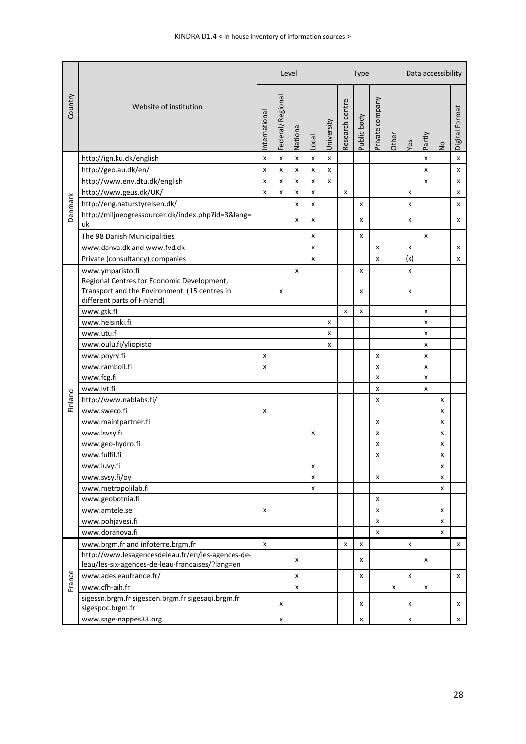| Country | Website of institution | Level | | | | Type | | | | | Data accessibility | | | |
|---|---|---|---|---|---|---|---|---|---|---|---|---|---|---|
| | | International | Federal/ Regional | National | Local | University | Research centre | Public body | Private company | Other | Yes | Partly | No | Digital Format |
| Denmark | http://ign.ku.dk/english | x | x | x | x | x | | | | | | x | | x |
| | http://geo.au.dk/en/ | x | x | x | x | x | | | | | | x | | x |
| | http://www.env.dtu.dk/english | x | x | x | x | x | | | | | | x | | x |
| | http://www.geus.dk/UK/ | x | x | x | x | | x | | | | x | | | x |
| | http://eng.naturstyrelsen.dk/ | | | x | x | | | x | | | x | | | x |
| | http://miljoeogressourcer.dk/index.php?id=3&lang=uk | | | x | x | | | x | | | x | | | x |
| | The 98 Danish Municipalities | | | | x | | | x | | | | x | | |
| | www.danva.dk and www.fvd.dk | | | | x | | | | x | | x | | | x |
| | Private (consultancy) companies | | | | x | | | | x | | (x) | | | x |
| Finland | www.ymparisto.fi | | | x | | | | x | | | x | | | |
| | Regional Centres for Economic Development, Transport and the Environment (15 centres in different parts of Finland) | | x | | | | | x | | | x | | | |
| | www.gtk.fi | | | | | | x | x | | | | x | | |
| | www.helsinki.fi | | | | | x | | | | | | x | | |
| | www.utu.fi | | | | | x | | | | | | x | | |
| | www.oulu.fi/yliopisto | | | | | x | | | | | | x | | |
| | www.poyry.fi | x | | | | | | | x | | | x | | |
| | www.ramboll.fi | x | | | | | | | x | | | x | | |
| | www.fcg.fi | | | | | | | | x | | | x | | |
| | www.lvt.fi | | | | | | | | x | | | x | | |
| | http://www.nablabs.fi/ | | | | | | | | x | | | | x | |
| | www.sweco.fi | x | | | | | | | | | | | x | |
| | www.maintpartner.fi | | | | | | | | x | | | | x | |
| | www.lsvsy.fi | | | | x | | | | x | | | | x | |
| | www.geo-hydro.fi | | | | | | | | x | | | | x | |
| | www.fulfil.fi | | | | | | | | x | | | | x | |
| | www.luvy.fi | | | | x | | | | | | | | x | |
| | www.svsy.fi/oy | | | | x | | | | x | | | | x | |
| | www.metropolilab.fi | | | | x | | | | | | | | x | |
| | www.geobotnia.fi | | | | | | | | x | | | | | |
| | www.amtele.se | x | | | | | | | x | | | | x | |
| | www.pohjavesi.fi | | | | | | | | x | | | | x | |
| | www.doranova.fi | | | | | | | | x | | | | x | |
| France | www.brgm.fr and infoterre.brgm.fr | x | | | | | x | x | | | x | | | x |
| | http://www.lesagencesdeleau.fr/en/les-agences-de-leau/les-six-agences-de-leau-francaises/?lang=en | | | x | | | | x | | | | x | | |
| | www.ades.eaufrance.fr/ | | | x | | | | x | | | x | | | x |
| | www.cfh-aih.fr | | | x | | | | | | x | | x | | |
| | sigessn.brgm.fr sigescen.brgm.fr sigesaqi.brgm.fr sigespoc.brgm.fr | | x | | | | | x | | | x | | | x |
| | www.sage-nappes33.org | | x | | | | | x | | | x | | | x |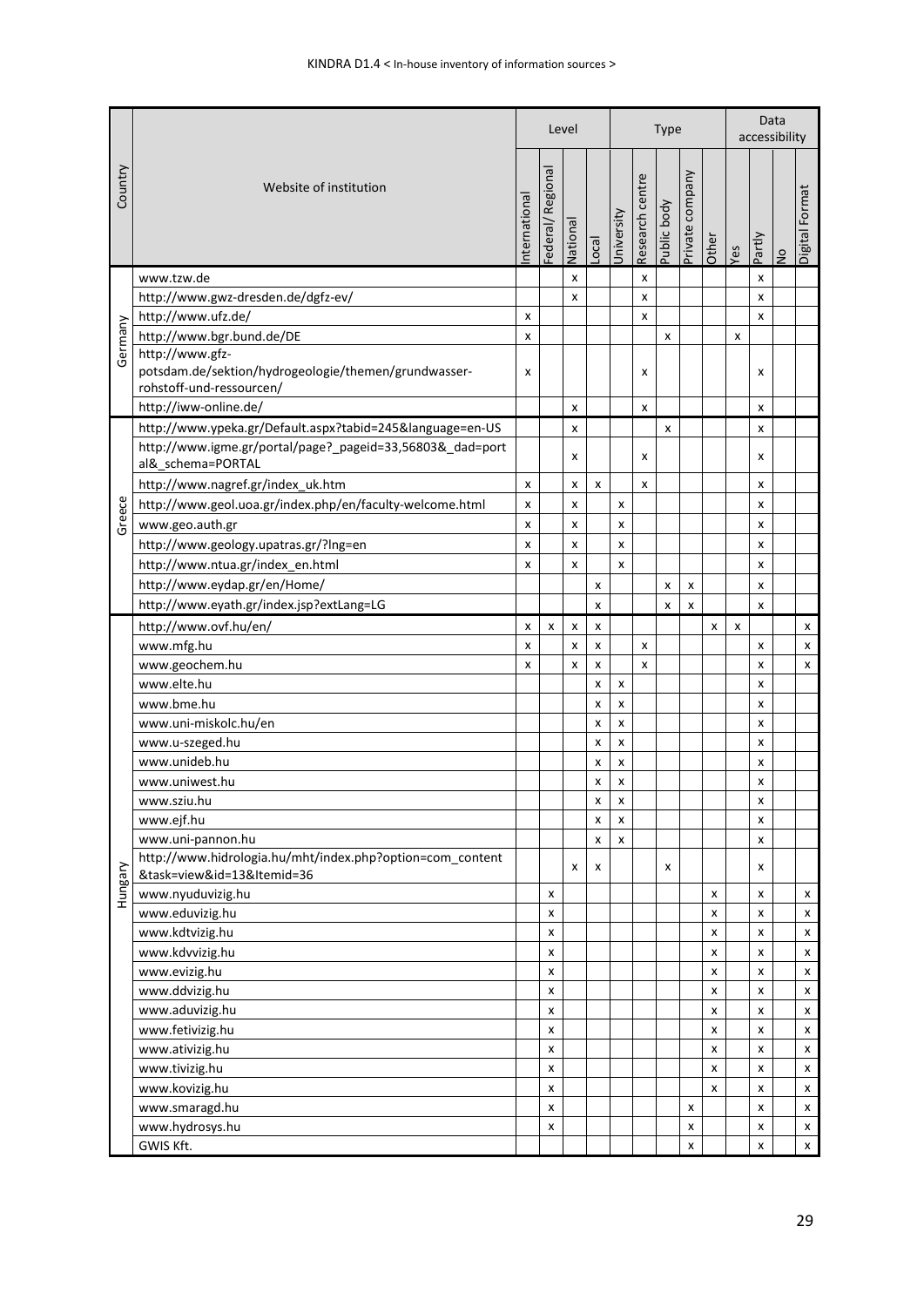| Country | Website of institution | Level | | | | Type | | | | | Data accessibility | | | |
|---|---|---|---|---|---|---|---|---|---|---|---|---|---|---|
| | | International | Federal/ Regional | National | Local | University | Research centre | Public body | Private company | Other | Yes | Partly | No | Digital Format |
| Germany | www.tzw.de | | | x | | | x | | | | | x | | |
| | http://www.gwz-dresden.de/dgfz-ev/ | | | x | | | x | | | | | x | | |
| | http://www.ufz.de/ | x | | | | | x | | | | | x | | |
| | http://www.bgr.bund.de/DE | x | | | | | | x | | | x | | | |
| | http://www.gfz-potsdam.de/sektion/hydrogeologie/themen/grundwasser-rohstoff-und-ressourcen/ | x | | | | | x | | | | | x | | |
| | http://iww-online.de/ | | | x | | | x | | | | | x | | |
| Greece | http://www.ypeka.gr/Default.aspx?tabid=245&language=en-US | | | x | | | | x | | | | x | | |
| | http://www.igme.gr/portal/page?_pageid=33,56803&_dad=portal&_schema=PORTAL | | | x | | | x | | | | | x | | |
| | http://www.nagref.gr/index_uk.htm | x | | x | x | | x | | | | | x | | |
| | http://www.geol.uoa.gr/index.php/en/faculty-welcome.html | x | | x | | x | | | | | | x | | |
| | www.geo.auth.gr | x | | x | | x | | | | | | x | | |
| | http://www.geology.upatras.gr/?lng=en | x | | x | | x | | | | | | x | | |
| | http://www.ntua.gr/index_en.html | x | | x | | x | | | | | | x | | |
| | http://www.eydap.gr/en/Home/ | | | | x | | | x | x | | | x | | |
| | http://www.eyath.gr/index.jsp?extLang=LG | | | | x | | | x | x | | | x | | |
| Hungary | http://www.ovf.hu/en/ | x | x | x | x | | | | | x | x | | | x |
| | www.mfg.hu | x | | x | x | | x | | | | | x | | x |
| | www.geochem.hu | x | | x | x | | x | | | | | x | | x |
| | www.elte.hu | | | | x | x | | | | | | x | | |
| | www.bme.hu | | | | x | x | | | | | | x | | |
| | www.uni-miskolc.hu/en | | | | x | x | | | | | | x | | |
| | www.u-szeged.hu | | | | x | x | | | | | | x | | |
| | www.unideb.hu | | | | x | x | | | | | | x | | |
| | www.uniwest.hu | | | | x | x | | | | | | x | | |
| | www.sziu.hu | | | | x | x | | | | | | x | | |
| | www.ejf.hu | | | | x | x | | | | | | x | | |
| | www.uni-pannon.hu | | | | x | x | | | | | | x | | |
| | http://www.hidrologia.hu/mht/index.php?option=com_content&task=view&id=13&Itemid=36 | | | x | x | | | x | | | | x | | |
| | www.nyuduvizig.hu | | x | | | | | | | x | | x | | x |
| | www.eduvizig.hu | | x | | | | | | | x | | x | | x |
| | www.kdtvizig.hu | | x | | | | | | | x | | x | | x |
| | www.kdvvizig.hu | | x | | | | | | | x | | x | | x |
| | www.evizig.hu | | x | | | | | | | x | | x | | x |
| | www.ddvizig.hu | | x | | | | | | | x | | x | | x |
| | www.aduvizig.hu | | x | | | | | | | x | | x | | x |
| | www.fetivizig.hu | | x | | | | | | | x | | x | | x |
| | www.ativizig.hu | | x | | | | | | | x | | x | | x |
| | www.tivizig.hu | | x | | | | | | | x | | x | | x |
| | www.kovizig.hu | | x | | | | | | | x | | x | | x |
| | www.smaragd.hu | | x | | | | | | x | | | x | | x |
| | www.hydrosys.hu | | x | | | | | | x | | | x | | x |
| | GWIS Kft. | | | | | | | | x | | | x | | x |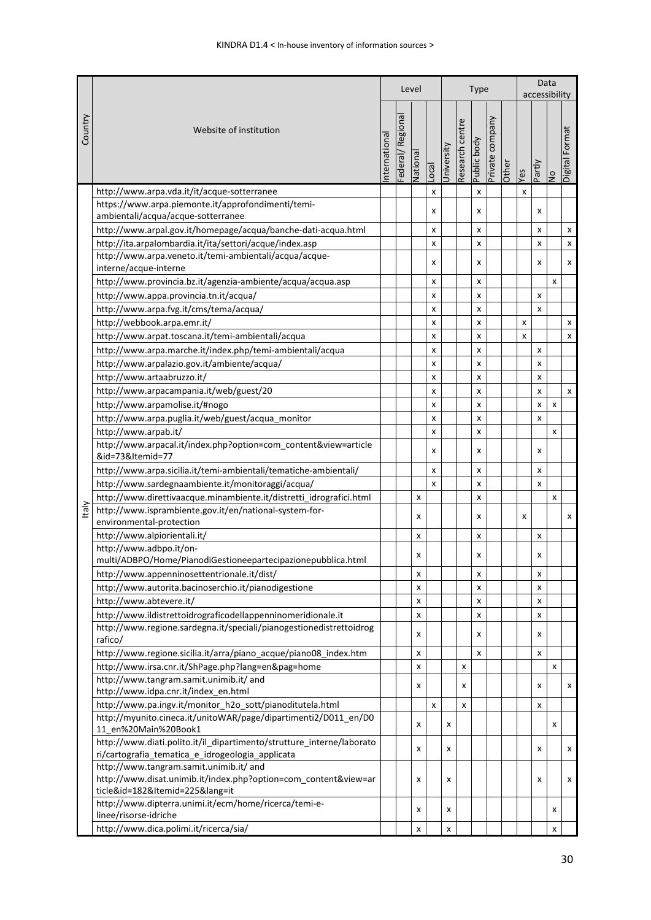| Country | Website of institution | Level | | | | Type | | | | | Data accessibility | | | |
|---|---|---|---|---|---|---|---|---|---|---|---|---|---|---|
| | | International | Federal/ Regional | National | Local | University | Research centre | Public body | Private company | Other | Yes | Partly | No | Digital Format |
| Italy | http://www.arpa.vda.it/it/acque-sotterranee | | | | x | | | x | | | x | | | |
| | https://www.arpa.piemonte.it/approfondimenti/temi-ambientali/acqua/acque-sotterranee | | | | x | | | x | | | | x | | |
| | http://www.arpal.gov.it/homepage/acqua/banche-dati-acqua.html | | | | x | | | x | | | | x | | x |
| | http://ita.arpalombardia.it/ita/settori/acque/index.asp | | | | x | | | x | | | | x | | x |
| | http://www.arpa.veneto.it/temi-ambientali/acqua/acque-interne/acque-interne | | | | x | | | x | | | | x | | x |
| | http://www.provincia.bz.it/agenzia-ambiente/acqua/acqua.asp | | | | x | | | x | | | | | x | |
| | http://www.appa.provincia.tn.it/acqua/ | | | | x | | | x | | | | x | | |
| | http://www.arpa.fvg.it/cms/tema/acqua/ | | | | x | | | x | | | | x | | |
| | http://webbook.arpa.emr.it/ | | | | x | | | x | | | x | | | x |
| | http://www.arpat.toscana.it/temi-ambientali/acqua | | | | x | | | x | | | x | | | x |
| | http://www.arpa.marche.it/index.php/temi-ambientali/acqua | | | | x | | | x | | | | x | | |
| | http://www.arpalazio.gov.it/ambiente/acqua/ | | | | x | | | x | | | | x | | |
| | http://www.artaabruzzo.it/ | | | | x | | | x | | | | x | | |
| | http://www.arpacampania.it/web/guest/20 | | | | x | | | x | | | | x | | x |
| | http://www.arpamolise.it/#nogo | | | | x | | | x | | | | x | x | |
| | http://www.arpa.puglia.it/web/guest/acqua_monitor | | | | x | | | x | | | | x | | |
| | http://www.arpab.it/ | | | | x | | | x | | | | | x | |
| | http://www.arpacal.it/index.php?option=com_content&view=article&id=73&Itemid=77 | | | | x | | | x | | | | x | | |
| | http://www.arpa.sicilia.it/temi-ambientali/tematiche-ambientali/ | | | | x | | | x | | | | x | | |
| | http://www.sardegnaambiente.it/monitoraggi/acqua/ | | | | x | | | x | | | | x | | |
| | http://www.direttivaacque.minambiente.it/distretti_idrografici.html | | | x | | | | x | | | | | x | |
| | http://www.isprambiente.gov.it/en/national-system-for-environmental-protection | | | x | | | | x | | | x | | | x |
| | http://www.alpiorientali.it/ | | | x | | | | x | | | | x | | |
| | http://www.adbpo.it/on-multi/ADBPO/Home/PianodiGestioneepartecipazionepubblica.html | | | x | | | | x | | | | x | | |
| | http://www.appenninosettentrionale.it/dist/ | | | x | | | | x | | | | x | | |
| | http://www.autorita.bacinoserchio.it/pianodigestione | | | x | | | | x | | | | x | | |
| | http://www.abtevere.it/ | | | x | | | | x | | | | x | | |
| | http://www.ildistrettoidrograficodellappenninomeridionale.it | | | x | | | | x | | | | x | | |
| | http://www.regione.sardegna.it/speciali/pianogestionedistrettoidrografico/ | | | x | | | | x | | | | x | | |
| | http://www.regione.sicilia.it/arra/piano_acque/piano08_index.htm | | | x | | | | x | | | | x | | |
| | http://www.irsa.cnr.it/ShPage.php?lang=en&pag=home | | | x | | | x | | | | | | x | |
| | http://www.tangram.samit.unimib.it/ and http://www.idpa.cnr.it/index_en.html | | | x | | | x | | | | | x | | x |
| | http://www.pa.ingv.it/monitor_h2o_sott/pianoditutela.html | | | | x | | x | | | | | x | | |
| | http://myunito.cineca.it/unitoWAR/page/dipartimenti2/D011_en/D011_en%20Main%20Book1 | | | x | | x | | | | | | | x | |
| | http://www.diati.polito.it/il_dipartimento/strutture_interne/laboratori/cartografia_tematica_e_idrogeologia_applicata | | | x | | x | | | | | | x | | x |
| | http://www.tangram.samit.unimib.it/ and http://www.disat.unimib.it/index.php?option=com_content&view=article&id=182&Itemid=225&lang=it | | | x | | x | | | | | | x | | x |
| | http://www.dipterra.unimi.it/ecm/home/ricerca/temi-e-linee/risorse-idriche | | | x | | x | | | | | | | x | |
| | http://www.dica.polimi.it/ricerca/sia/ | | | x | | x | | | | | | | x | |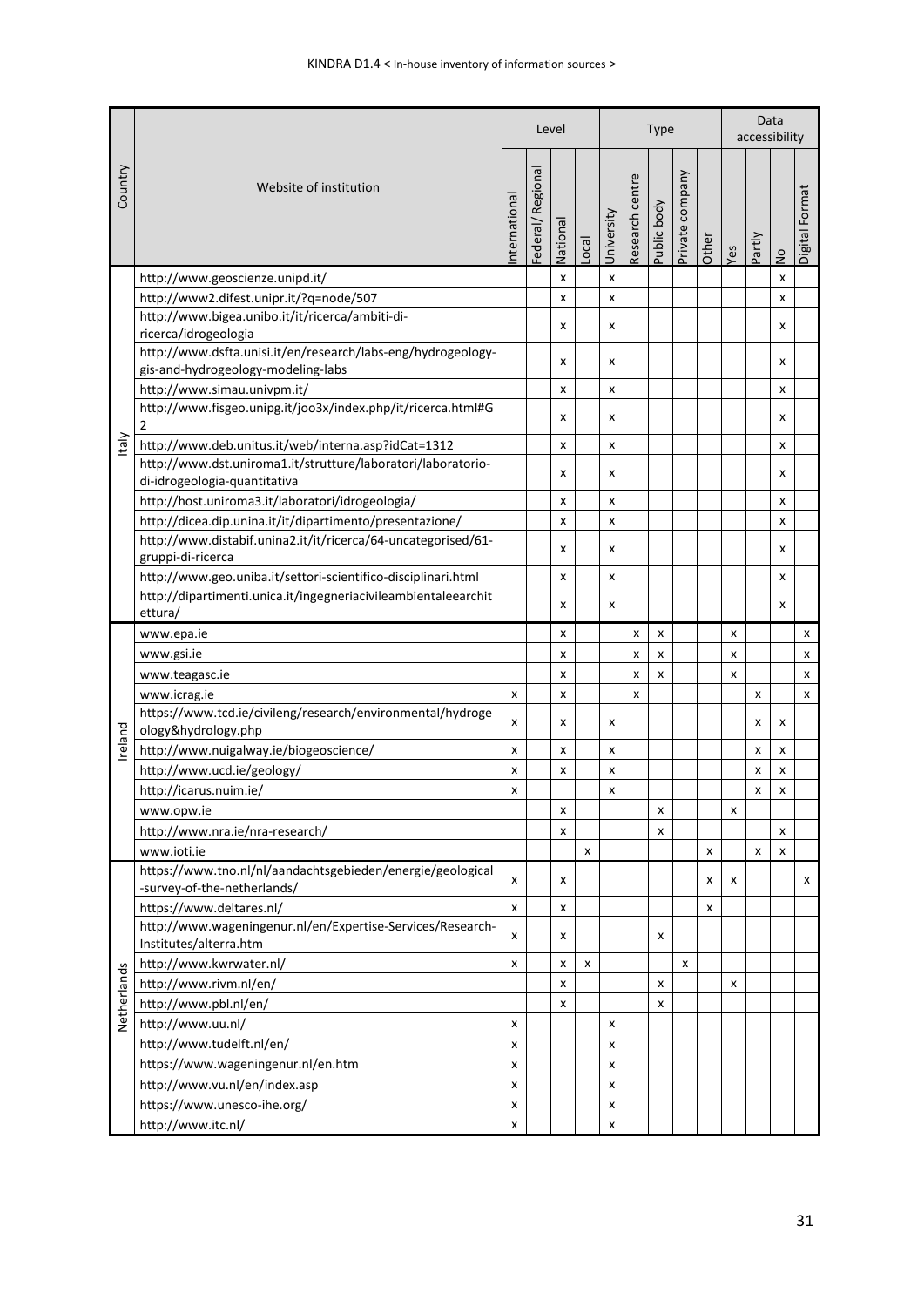| Country | Website of institution | Level | | | | Type | | | | | Data accessibility | | | |
|---|---|---|---|---|---|---|---|---|---|---|---|---|---|---|
| | | International | Federal/ Regional | National | Local | University | Research centre | Public body | Private company | Other | Yes | Partly | No | Digital Format |
| Italy | http://www.geoscienze.unipd.it/ | | | x | | x | | | | | | | x | |
| | http://www2.difest.unipr.it/?q=node/507 | | | x | | x | | | | | | | x | |
| | http://www.bigea.unibo.it/it/ricerca/ambiti-di-ricerca/idrogeologia | | | x | | x | | | | | | | x | |
| | http://www.dsfta.unisi.it/en/research/labs-eng/hydrogeology-gis-and-hydrogeology-modeling-labs | | | x | | x | | | | | | | x | |
| | http://www.simau.univpm.it/ | | | x | | x | | | | | | | x | |
| | http://www.fisgeo.unipg.it/joo3x/index.php/it/ricerca.html#G2 | | | x | | x | | | | | | | x | |
| | http://www.deb.unitus.it/web/interna.asp?idCat=1312 | | | x | | x | | | | | | | x | |
| | http://www.dst.uniroma1.it/strutture/laboratori/laboratorio-di-idrogeologia-quantitativa | | | x | | x | | | | | | | x | |
| | http://host.uniroma3.it/laboratori/idrogeologia/ | | | x | | x | | | | | | | x | |
| | http://dicea.dip.unina.it/it/dipartimento/presentazione/ | | | x | | x | | | | | | | x | |
| | http://www.distabif.unina2.it/it/ricerca/64-uncategorised/61-gruppi-di-ricerca | | | x | | x | | | | | | | x | |
| | http://www.geo.uniba.it/settori-scientifico-disciplinari.html | | | x | | x | | | | | | | x | |
| | http://dipartimenti.unica.it/ingegneriacivileambientaleearchitettura/ | | | x | | x | | | | | | | x | |
| Ireland | www.epa.ie | | | x | | | x | x | | | x | | | x |
| | www.gsi.ie | | | x | | | x | x | | | x | | | x |
| | www.teagasc.ie | | | x | | | x | x | | | x | | | x |
| | www.icrag.ie | x | | x | | | x | | | | | x | | x |
| | https://www.tcd.ie/civileng/research/environmental/hydrogeology&hydrology.php | x | | x | | x | | | | | | x | x | |
| | http://www.nuigalway.ie/biogeoscience/ | x | | x | | x | | | | | | x | x | |
| | http://www.ucd.ie/geology/ | x | | x | | x | | | | | | x | x | |
| | http://icarus.nuim.ie/ | x | | | | x | | | | | | x | x | |
| | www.opw.ie | | | x | | | | x | | | x | | | |
| | http://www.nra.ie/nra-research/ | | | x | | | | x | | | | | x | |
| | www.ioti.ie | | | | x | | | | | x | | x | x | |
| Netherlands | https://www.tno.nl/nl/aandachtsgebieden/energie/geological-survey-of-the-netherlands/ | x | | x | | | | | | x | x | | | x |
| | https://www.deltares.nl/ | x | | x | | | | | | x | | | | |
| | http://www.wageningenur.nl/en/Expertise-Services/Research-Institutes/alterra.htm | x | | x | | | | x | | | | | | |
| | http://www.kwrwater.nl/ | x | | x | x | | | | x | | | | | |
| | http://www.rivm.nl/en/ | | | x | | | | x | | | x | | | |
| | http://www.pbl.nl/en/ | | | x | | | | x | | | | | | |
| | http://www.uu.nl/ | x | | | | x | | | | | | | | |
| | http://www.tudelft.nl/en/ | x | | | | x | | | | | | | | |
| | https://www.wageningenur.nl/en.htm | x | | | | x | | | | | | | | |
| | http://www.vu.nl/en/index.asp | x | | | | x | | | | | | | | |
| | https://www.unesco-ihe.org/ | x | | | | x | | | | | | | | |
| | http://www.itc.nl/ | x | | | | x | | | | | | | | |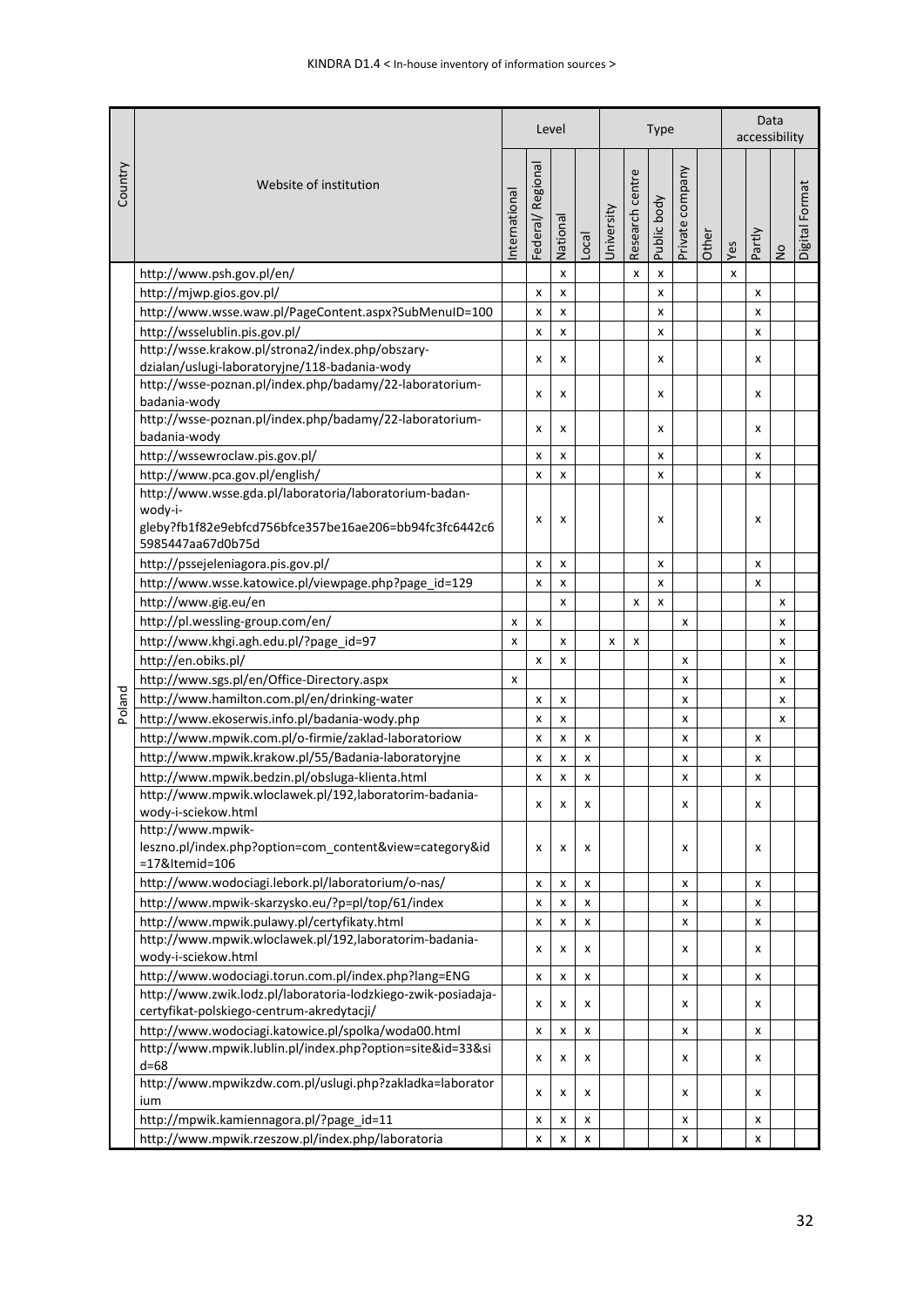| Country | Website of institution | Level | | | | Type | | | | | Data accessibility | | | |
|---|---|---|---|---|---|---|---|---|---|---|---|---|---|---|
| | | International | Federal/ Regional | National | Local | University | Research centre | Public body | Private company | Other | Yes | Partly | No | Digital Format |
| Poland | http://www.psh.gov.pl/en/ | | | x | | | x | x | | | x | | | |
| | http://mjwp.gios.gov.pl/ | | x | x | | | | x | | | | x | | |
| | http://www.wsse.waw.pl/PageContent.aspx?SubMenuID=100 | | x | x | | | | x | | | | x | | |
| | http://wsselublin.pis.gov.pl/ | | x | x | | | | x | | | | x | | |
| | http://wsse.krakow.pl/strona2/index.php/obszary-dzialan/uslugi-laboratoryjne/118-badania-wody | | x | x | | | | x | | | | x | | |
| | http://wsse-poznan.pl/index.php/badamy/22-laboratorium-badania-wody | | x | x | | | | x | | | | x | | |
| | http://wsse-poznan.pl/index.php/badamy/22-laboratorium-badania-wody | | x | x | | | | x | | | | x | | |
| | http://wssewroclaw.pis.gov.pl/ | | x | x | | | | x | | | | x | | |
| | http://www.pca.gov.pl/english/ | | x | x | | | | x | | | | x | | |
| | http://www.wsse.gda.pl/laboratoria/laboratorium-badan-wody-i-gleby?fb1f82e9ebfcd756bfce357be16ae206=bb94fc3fc6442c65985447aa67d0b75d | | x | x | | | | x | | | | x | | |
| | http://pssejeleniagora.pis.gov.pl/ | | x | x | | | | x | | | | x | | |
| | http://www.wsse.katowice.pl/viewpage.php?page_id=129 | | x | x | | | | x | | | | x | | |
| | http://www.gig.eu/en | | | x | | | x | x | | | | | x | |
| | http://pl.wessling-group.com/en/ | x | x | | | | | | x | | | | x | |
| | http://www.khgi.agh.edu.pl/?page_id=97 | x | | x | | x | x | | | | | | x | |
| | http://en.obiks.pl/ | | x | x | | | | | x | | | | x | |
| | http://www.sgs.pl/en/Office-Directory.aspx | x | | | | | | | x | | | | x | |
| | http://www.hamilton.com.pl/en/drinking-water | | x | x | | | | | x | | | | x | |
| | http://www.ekoserwis.info.pl/badania-wody.php | | x | x | | | | | x | | | | x | |
| | http://www.mpwik.com.pl/o-firmie/zaklad-laboratoriow | | x | x | x | | | | x | | | x | | |
| | http://www.mpwik.krakow.pl/55/Badania-laboratoryjne | | x | x | x | | | | x | | | x | | |
| | http://www.mpwik.bedzin.pl/obsluga-klienta.html | | x | x | x | | | | x | | | x | | |
| | http://www.mpwik.wloclawek.pl/192,laboratorim-badania-wody-i-sciekow.html | | x | x | x | | | | x | | | x | | |
| | http://www.mpwik-leszno.pl/index.php?option=com_content&view=category&id=17&Itemid=106 | | x | x | x | | | | x | | | x | | |
| | http://www.wodociagi.lebork.pl/laboratorium/o-nas/ | | x | x | x | | | | x | | | x | | |
| | http://www.mpwik-skarzysko.eu/?p=pl/top/61/index | | x | x | x | | | | x | | | x | | |
| | http://www.mpwik.pulawy.pl/certyfikaty.html | | x | x | x | | | | x | | | x | | |
| | http://www.mpwik.wloclawek.pl/192,laboratorim-badania-wody-i-sciekow.html | | x | x | x | | | | x | | | x | | |
| | http://www.wodociagi.torun.com.pl/index.php?lang=ENG | | x | x | x | | | | x | | | x | | |
| | http://www.zwik.lodz.pl/laboratoria-lodzkiego-zwik-posiadaja-certyfikat-polskiego-centrum-akredytacji/ | | x | x | x | | | | x | | | x | | |
| | http://www.wodociagi.katowice.pl/spolka/woda00.html | | x | x | x | | | | x | | | x | | |
| | http://www.mpwik.lublin.pl/index.php?option=site&id=33&sid=68 | | x | x | x | | | | x | | | x | | |
| | http://www.mpwikzdw.com.pl/uslugi.php?zakladka=laboratorium | | x | x | x | | | | x | | | x | | |
| | http://mpwik.kamiennagora.pl/?page_id=11 | | x | x | x | | | | x | | | x | | |
| | http://www.mpwik.rzeszow.pl/index.php/laboratoria | | x | x | x | | | | x | | | x | | |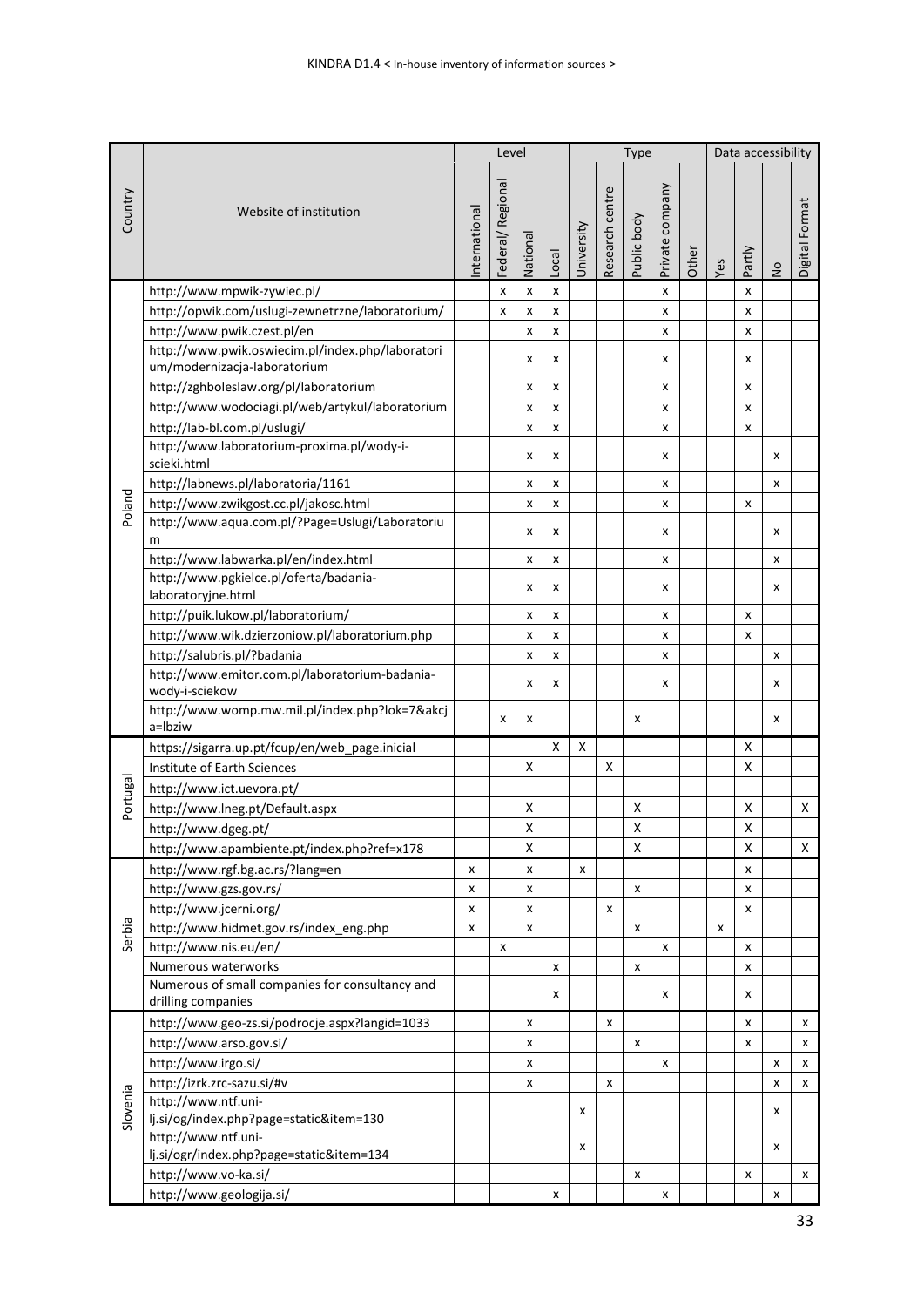| Country | Website of institution | Level | | | | Type | | | | | Data accessibility | | | |
|---|---|---|---|---|---|---|---|---|---|---|---|---|---|---|
| | | International | Federal/ Regional | National | Local | University | Research centre | Public body | Private company | Other | Yes | Partly | No | Digital Format |
| Poland | http://www.mpwik-zywiec.pl/ | | x | x | x | | | | x | | | x | | |
| | http://opwik.com/uslugi-zewnetrzne/laboratorium/ | | x | x | x | | | | x | | | x | | |
| | http://www.pwik.czest.pl/en | | | x | x | | | | x | | | x | | |
| | http://www.pwik.oswiecim.pl/index.php/laboratorium/modernizacja-laboratorium | | | x | x | | | | x | | | x | | |
| | http://zghboleslaw.org/pl/laboratorium | | | x | x | | | | x | | | x | | |
| | http://www.wodociagi.pl/web/artykul/laboratorium | | | x | x | | | | x | | | x | | |
| | http://lab-bl.com.pl/uslugi/ | | | x | x | | | | x | | | x | | |
| | http://www.laboratorium-proxima.pl/wody-i-scieki.html | | | x | x | | | | x | | | | x | |
| | http://labnews.pl/laboratoria/1161 | | | x | x | | | | x | | | | x | |
| | http://www.zwikgost.cc.pl/jakosc.html | | | x | x | | | | x | | | x | | |
| | http://www.aqua.com.pl/?Page=Uslugi/Laboratorium | | | x | x | | | | x | | | | x | |
| | http://www.labwarka.pl/en/index.html | | | x | x | | | | x | | | | x | |
| | http://www.pgkielce.pl/oferta/badania-laboratoryjne.html | | | x | x | | | | x | | | | x | |
| | http://puik.lukow.pl/laboratorium/ | | | x | x | | | | x | | | x | | |
| | http://www.wik.dzierzoniow.pl/laboratorium.php | | | x | x | | | | x | | | x | | |
| | http://salubris.pl/?badania | | | x | x | | | | x | | | | x | |
| | http://www.emitor.com.pl/laboratorium-badania-wody-i-sciekow | | | x | x | | | | x | | | | x | |
| | http://www.womp.mw.mil.pl/index.php?lok=7&akcja=lbziw | | x | x | | | | x | | | | | x | |
| Portugal | https://sigarra.up.pt/fcup/en/web_page.inicial | | | | X | X | | | | | | X | | |
| | Institute of Earth Sciences | | | X | | | X | | | | | X | | |
| | http://www.ict.uevora.pt/ | | | | | | | | | | | | | |
| | http://www.lneg.pt/Default.aspx | | | X | | | | X | | | | X | | X |
| | http://www.dgeg.pt/ | | | X | | | | X | | | | X | | |
| | http://www.apambiente.pt/index.php?ref=x178 | | | X | | | | X | | | | X | | X |
| Serbia | http://www.rgf.bg.ac.rs/?lang=en | x | | x | | x | | | | | | x | | |
| | http://www.gzs.gov.rs/ | x | | x | | | | x | | | | x | | |
| | http://www.jcerni.org/ | x | | x | | | x | | | | | x | | |
| | http://www.hidmet.gov.rs/index_eng.php | x | | x | | | | x | | | x | | | |
| | http://www.nis.eu/en/ | | x | | | | | | x | | | x | | |
| | Numerous waterworks | | | | x | | | x | | | | x | | |
| | Numerous of small companies for consultancy and drilling companies | | | | x | | | | x | | | x | | |
| Slovenia | http://www.geo-zs.si/podrocje.aspx?langid=1033 | | | x | | | x | | | | | x | | x |
| | http://www.arso.gov.si/ | | | x | | | | x | | | | x | | x |
| | http://www.irgo.si/ | | | x | | | | | x | | | | x | x |
| | http://izrk.zrc-sazu.si/#v | | | x | | | x | | | | | | x | x |
| | http://www.ntf.uni-lj.si/og/index.php?page=static&item=130 | | | | | x | | | | | | | x | |
| | http://www.ntf.uni-lj.si/ogr/index.php?page=static&item=134 | | | | | x | | | | | | | x | |
| | http://www.vo-ka.si/ | | | | | | | x | | | | x | | x |
| | http://www.geologija.si/ | | | | x | | | | x | | | | x | |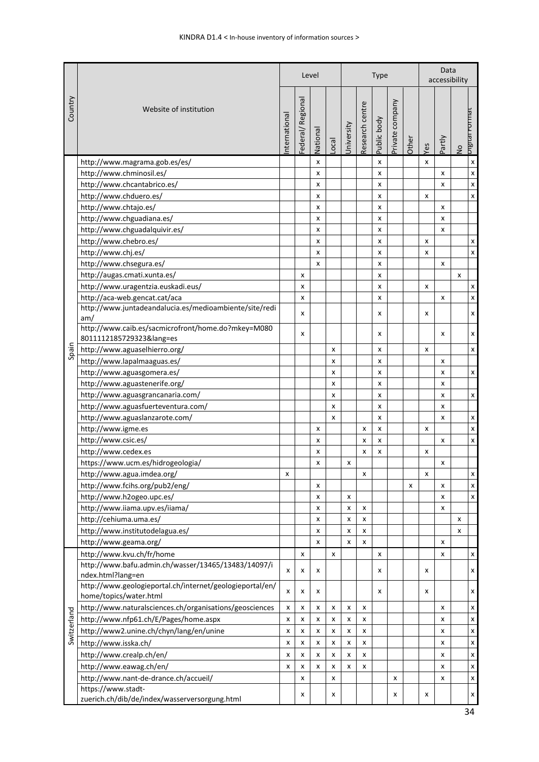| Country | Website of institution | Level | | | | Type | | | | | Data accessibility | | | |
|---|---|---|---|---|---|---|---|---|---|---|---|---|---|---|
| | | International | Federal/ Regional | National | Local | University | Research centre | Public body | Private company | Other | Yes | Partly | No | Digital Format |
| Spain | http://www.magrama.gob.es/es/ | | | x | | | | x | | | x | | | x |
| | http://www.chminosil.es/ | | | x | | | | x | | | | x | | x |
| | http://www.chcantabrico.es/ | | | x | | | | x | | | | x | | x |
| | http://www.chduero.es/ | | | x | | | | x | | | x | | | x |
| | http://www.chtajo.es/ | | | x | | | | x | | | | x | | |
| | http://www.chguadiana.es/ | | | x | | | | x | | | | x | | |
| | http://www.chguadalquivir.es/ | | | x | | | | x | | | | x | | |
| | http://www.chebro.es/ | | | x | | | | x | | | x | | | x |
| | http://www.chj.es/ | | | x | | | | x | | | x | | | x |
| | http://www.chsegura.es/ | | | x | | | | x | | | | x | | |
| | http://augas.cmati.xunta.es/ | | x | | | | | x | | | | | x | |
| | http://www.uragentzia.euskadi.eus/ | | x | | | | | x | | | x | | | x |
| | http://aca-web.gencat.cat/aca | | x | | | | | x | | | | x | | x |
| | http://www.juntadeandalucia.es/medioambiente/site/redi am/ | | x | | | | | x | | | x | | | x |
| | http://www.caib.es/sacmicrofront/home.do?mkey=M080 80111121857293238&lang=es | | x | | | | | x | | | | x | | x |
| | http://www.aguaselhierro.org/ | | | | x | | | x | | | x | | | x |
| | http://www.lapalmaaguas.es/ | | | | x | | | x | | | | x | | |
| | http://www.aguasgomera.es/ | | | | x | | | x | | | | x | | x |
| | http://www.aguastenerife.org/ | | | | x | | | x | | | | x | | |
| | http://www.aguasgrancanaria.com/ | | | | x | | | x | | | | x | | x |
| | http://www.aguasfuerteventura.com/ | | | | x | | | x | | | | x | | |
| | http://www.aguaslanzarote.com/ | | | | x | | | x | | | | x | | x |
| | http://www.igme.es | | | x | | | x | x | | | x | | | x |
| | http://www.csic.es/ | | | x | | | x | x | | | | x | | x |
| | http://www.cedex.es | | | x | | | x | x | | | x | | | |
| | https://www.ucm.es/hidrogeologia/ | | | x | | x | | | | | | x | | |
| | http://www.agua.imdea.org/ | x | | | | | x | | | | x | | | x |
| | http://www.fcihs.org/pub2/eng/ | | | x | | | | | | x | | x | | x |
| | http://www.h2ogeo.upc.es/ | | | x | | x | | | | | | x | | x |
| | http://www.iiama.upv.es/iiama/ | | | x | | x | x | | | | | x | | |
| | http://cehiuma.uma.es/ | | | x | | x | x | | | | | | x | |
| | http://www.institutodelagua.es/ | | | x | | x | x | | | | | | x | |
| | http://www.geama.org/ | | | x | | x | x | | | | | x | | |
| Switzerland | http://www.kvu.ch/fr/home | | x | | x | | | x | | | | x | | x |
| | http://www.bafu.admin.ch/wasser/13465/13483/14097/i ndex.html?lang=en | x | x | x | | | | x | | | x | | | x |
| | http://www.geologieportal.ch/internet/geologieportal/en/ home/topics/water.html | x | x | x | | | | x | | | x | | | x |
| | http://www.naturalsciences.ch/organisations/geosciences | x | x | x | x | x | x | | | | | x | | x |
| | http://www.nfp61.ch/E/Pages/home.aspx | x | x | x | x | x | x | | | | | x | | x |
| | http://www2.unine.ch/chyn/lang/en/unine | x | x | x | x | x | x | | | | | x | | x |
| | http://www.isska.ch/ | x | x | x | x | x | x | | | | | x | | x |
| | http://www.crealp.ch/en/ | x | x | x | x | x | x | | | | | x | | x |
| | http://www.eawag.ch/en/ | x | x | x | x | x | x | | | | | x | | x |
| | http://www.nant-de-drance.ch/accueil/ | | x | | x | | | | x | | | x | | x |
| | https://www.stadt-zuerich.ch/dib/de/index/wasserversorgung.html | | x | | x | | | | x | | x | | | x |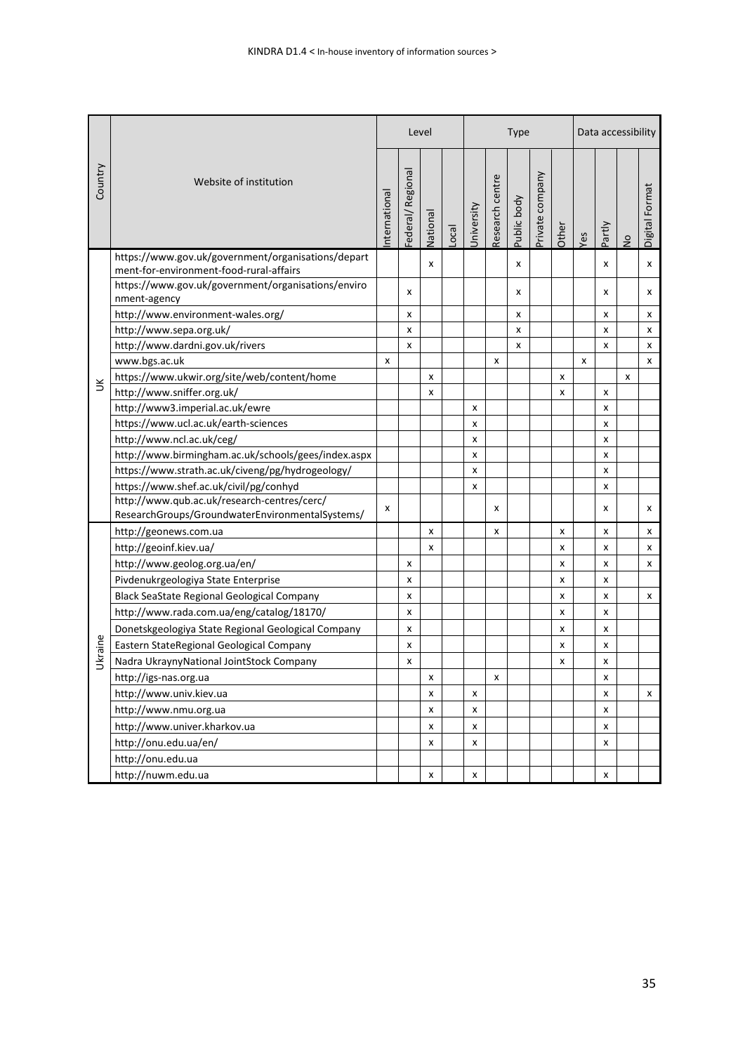| Country | Website of institution | Level | | | | Type | | | | | Data accessibility | | | |
|---|---|---|---|---|---|---|---|---|---|---|---|---|---|---|
| | | International | Federal/ Regional | National | Local | University | Research centre | Public body | Private company | Other | Yes | Partly | No | Digital Format |
| UK | https://www.gov.uk/government/organisations/department-for-environment-food-rural-affairs | | | x | | | | x | | | | x | | x |
| | https://www.gov.uk/government/organisations/environment-agency | | x | | | | | x | | | | x | | x |
| | http://www.environment-wales.org/ | | x | | | | | x | | | | x | | x |
| | http://www.sepa.org.uk/ | | x | | | | | x | | | | x | | x |
| | http://www.dardni.gov.uk/rivers | | x | | | | | x | | | | x | | x |
| | www.bgs.ac.uk | x | | | | | x | | | | x | | | x |
| | https://www.ukwir.org/site/web/content/home | | | x | | | | | | x | | | x | |
| | http://www.sniffer.org.uk/ | | | x | | | | | | x | | x | | |
| | http://www3.imperial.ac.uk/ewre | | | | | x | | | | | | x | | |
| | https://www.ucl.ac.uk/earth-sciences | | | | | x | | | | | | x | | |
| | http://www.ncl.ac.uk/ceg/ | | | | | x | | | | | | x | | |
| | http://www.birmingham.ac.uk/schools/gees/index.aspx | | | | | x | | | | | | x | | |
| | https://www.strath.ac.uk/civeng/pg/hydrogeology/ | | | | | x | | | | | | x | | |
| | https://www.shef.ac.uk/civil/pg/conhyd | | | | | x | | | | | | x | | |
| | http://www.qub.ac.uk/research-centres/cerc/ResearchGroups/GroundwaterEnvironmentalSystems/ | x | | | | | x | | | | | x | | x |
| Ukraine | http://geonews.com.ua | | | x | | | x | | | x | | x | | x |
| | http://geoinf.kiev.ua/ | | | x | | | | | | x | | x | | x |
| | http://www.geolog.org.ua/en/ | | x | | | | | | | x | | x | | x |
| | Pivdenukrgeologiya State Enterprise | | x | | | | | | | x | | x | | |
| | Black SeaState Regional Geological Company | | x | | | | | | | x | | x | | x |
| | http://www.rada.com.ua/eng/catalog/18170/ | | x | | | | | | | x | | x | | |
| | Donetskgeologiya State Regional Geological Company | | x | | | | | | | x | | x | | |
| | Eastern StateRegional Geological Company | | x | | | | | | | x | | x | | |
| | Nadra UkraynyNational JointStock Company | | x | | | | | | | x | | x | | |
| | http://igs-nas.org.ua | | | x | | | x | | | | | x | | |
| | http://www.univ.kiev.ua | | | x | | x | | | | | | x | | x |
| | http://www.nmu.org.ua | | | x | | x | | | | | | x | | |
| | http://www.univer.kharkov.ua | | | x | | x | | | | | | x | | |
| | http://onu.edu.ua/en/ | | | x | | x | | | | | | x | | |
| | http://onu.edu.ua | | | | | | | | | | | | | |
| | http://nuwm.edu.ua | | | x | | x | | | | | | x | | |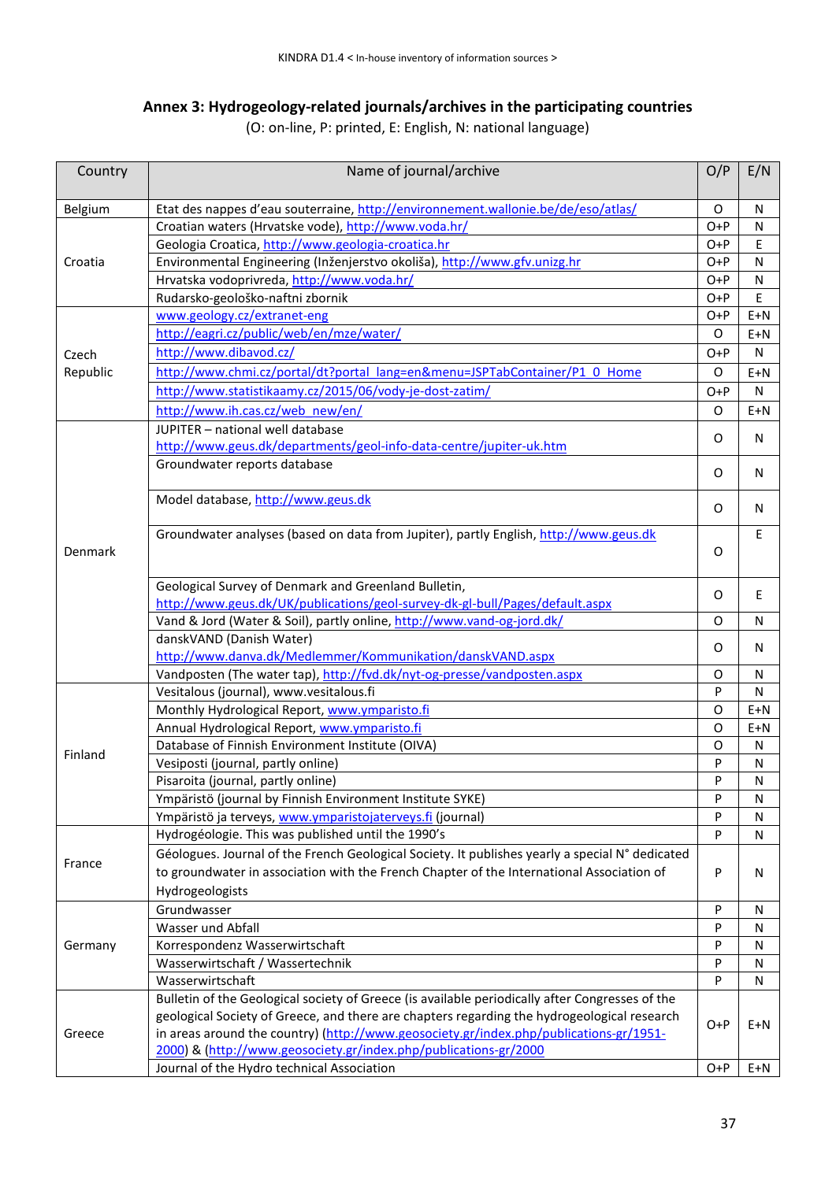## Annex 3: Hydrogeology-related journals/archives in the participating countries

(O: on-line, P: printed, E: English, N: national language)

| Country | Name of journal/archive | O/P | E/N |
|---|---|---|---|
| Belgium | Etat des nappes d'eau souterraine, http://environnement.wallonie.be/de/eso/atlas/ | O | N |
| Croatia | Croatian waters (Hrvatske vode), http://www.voda.hr/ | O+P | N |
| | Geologia Croatica, http://www.geologia-croatica.hr | O+P | E |
| | Environmental Engineering (Inženjerstvo okoliša), http://www.gfv.unizg.hr | O+P | N |
| | Hrvatska vodoprivreda, http://www.voda.hr/ | O+P | N |
| | Rudarsko-geološko-naftni zbornik | O+P | E |
| Czech Republic | www.geology.cz/extranet-eng | O+P | E+N |
| | http://eagri.cz/public/web/en/mze/water/ | O | E+N |
| | http://www.dibavod.cz/ | O+P | N |
| | http://www.chmi.cz/portal/dt?portal_lang=en&menu=JSPTabContainer/P1_0_Home | O | E+N |
| | http://www.statistikaamy.cz/2015/06/vody-je-dost-zatim/ | O+P | N |
| | http://www.ih.cas.cz/web_new/en/ | O | E+N |
| Denmark | JUPITER – national well database http://www.geus.dk/departments/geol-info-data-centre/jupiter-uk.htm | O | N |
| | Groundwater reports database | O | N |
| | Model database, http://www.geus.dk | O | N |
| | Groundwater analyses (based on data from Jupiter), partly English, http://www.geus.dk | O | E |
| | Geological Survey of Denmark and Greenland Bulletin, http://www.geus.dk/UK/publications/geol-survey-dk-gl-bull/Pages/default.aspx | O | E |
| | Vand & Jord (Water & Soil), partly online, http://www.vand-og-jord.dk/ | O | N |
| | danskVAND (Danish Water) http://www.danva.dk/Medlemmer/Kommunikation/danskVAND.aspx | O | N |
| | Vandposten (The water tap), http://fvd.dk/nyt-og-presse/vandposten.aspx | O | N |
| Finland | Vesitalous (journal), www.vesitalous.fi | P | N |
| | Monthly Hydrological Report, www.ymparisto.fi | O | E+N |
| | Annual Hydrological Report, www.ymparisto.fi | O | E+N |
| | Database of Finnish Environment Institute (OIVA) | O | N |
| | Vesiposti (journal, partly online) | P | N |
| | Pisaroita (journal, partly online) | P | N |
| | Ympäristö (journal by Finnish Environment Institute SYKE) | P | N |
| | Ympäristö ja terveys, www.ymparistojaterveys.fi (journal) | P | N |
| France | Hydrogéologie. This was published until the 1990's | P | N |
| | Géologues. Journal of the French Geological Society. It publishes yearly a special N° dedicated to groundwater in association with the French Chapter of the International Association of Hydrogeologists | P | N |
| Germany | Grundwasser | P | N |
| | Wasser und Abfall | P | N |
| | Korrespondenz Wasserwirtschaft | P | N |
| | Wasserwirtschaft / Wassertechnik | P | N |
| | Wasserwirtschaft | P | N |
| Greece | Bulletin of the Geological society of Greece (is available periodically after Congresses of the geological Society of Greece, and there are chapters regarding the hydrogeological research in areas around the country) (http://www.geosociety.gr/index.php/publications-gr/1951-2000) & (http://www.geosociety.gr/index.php/publications-gr/2000 | O+P | E+N |
| | Journal of the Hydro technical Association | O+P | E+N |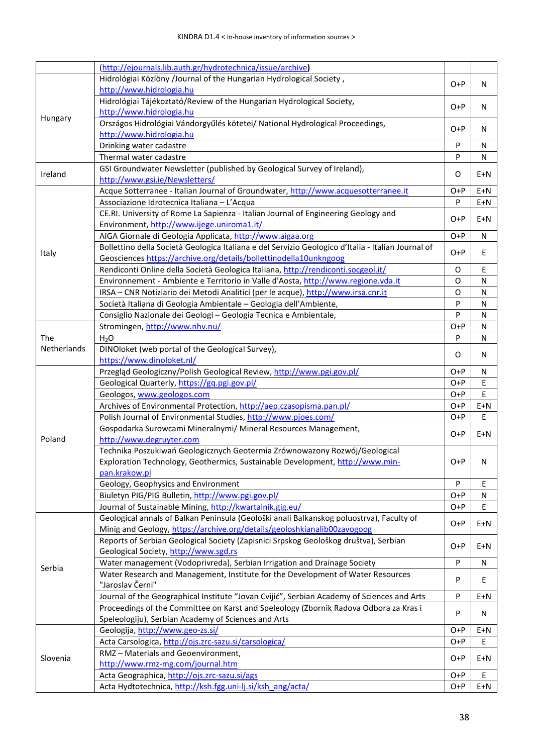| | | | |
|---|---|---|---|
| | (http://ejournals.lib.auth.gr/hydrotechnica/issue/archive) | | |
| Hungary | Hidrológiai Közlöny /Journal of the Hungarian Hydrological Society , http://www.hidrologia.hu | O+P | N |
| | Hidrológiai Tájékoztató/Review of the Hungarian Hydrological Society, http://www.hidrologia.hu | O+P | N |
| | Országos Hidrológiai Vándorgyűlés kötetei/ National Hydrological Proceedings, http://www.hidrologia.hu | O+P | N |
| | Drinking water cadastre | P | N |
| | Thermal water cadastre | P | N |
| Ireland | GSI Groundwater Newsletter (published by Geological Survey of Ireland), http://www.gsi.ie/Newsletters/ | O | E+N |
| Italy | Acque Sotterranee - Italian Journal of Groundwater, http://www.acquesotterranee.it | O+P | E+N |
| | Associazione Idrotecnica Italiana – L'Acqua | P | E+N |
| | CE.RI. University of Rome La Sapienza - Italian Journal of Engineering Geology and Environment, http://www.ijege.uniroma1.it/ | O+P | E+N |
| | AIGA Giornale di Geologia Applicata, http://www.aigaa.org | O+P | N |
| | Bollettino della Società Geologica Italiana e del Servizio Geologico d'Italia - Italian Journal of Geosciences https://archive.org/details/bollettinodella10unkngoog | O+P | E |
| | Rendiconti Online della Società Geologica Italiana, http://rendiconti.socgeol.it/ | O | E |
| | Environnement - Ambiente e Territorio in Valle d'Aosta, http://www.regione.vda.it | O | N |
| | IRSA – CNR Notiziario dei Metodi Analitici (per le acque), http://www.irsa.cnr.it | O | N |
| | Società Italiana di Geologia Ambientale – Geologia dell'Ambiente, | P | N |
| | Consiglio Nazionale dei Geologi – Geologia Tecnica e Ambientale, | P | N |
| The Netherlands | Stromingen, http://www.nhv.nu/ | O+P | N |
| | $H_2O$ | P | N |
| | DINOloket (web portal of the Geological Survey), https://www.dinoloket.nl/ | O | N |
| Poland | Przegląd Geologiczny/Polish Geological Review, http://www.pgi.gov.pl/ | O+P | N |
| | Geological Quarterly, https://gq.pgi.gov.pl/ | O+P | E |
| | Geologos, www.geologos.com | O+P | E |
| | Archives of Environmental Protection, http://aep.czasopisma.pan.pl/ | O+P | E+N |
| | Polish Journal of Environmental Studies, http://www.pjoes.com/ | O+P | E |
| | Gospodarka Surowcami Mineralnymi/ Mineral Resources Management, http://www.degruyter.com | O+P | E+N |
| | Technika Poszukiwań Geologicznych Geotermia Zrównowazony Rozwój/Geological Exploration Technology, Geothermics, Sustainable Development, http://www.min-pan.krakow.pl | O+P | N |
| | Geology, Geophysics and Environment | P | E |
| | Biuletyn PIG/PIG Bulletin, http://www.pgi.gov.pl/ | O+P | N |
| | Journal of Sustainable Mining, http://kwartalnik.gig.eu/ | O+P | E |
| Serbia | Geological annals of Balkan Peninsula (Geološki anali Balkanskog poluostrva), Faculty of Minig and Geology, https://archive.org/details/geoloshkianalib00zavogoog | O+P | E+N |
| | Reports of Serbian Geological Society (Zapisnici Srpskog Geološkog društva), Serbian Geological Society, http://www.sgd.rs | O+P | E+N |
| | Water management (Vodoprivreda), Serbian Irrigation and Drainage Society | P | N |
| | Water Research and Management, Institute for the Development of Water Resources "Jaroslav Černi" | P | E |
| | Journal of the Geographical Institute "Jovan Cvijić", Serbian Academy of Sciences and Arts | P | E+N |
| | Proceedings of the Committee on Karst and Speleology (Zbornik Radova Odbora za Kras i Speleologiju), Serbian Academy of Sciences and Arts | P | N |
| Slovenia | Geologija, http://www.geo-zs.si/ | O+P | E+N |
| | Acta Carsologica, http://ojs.zrc-sazu.si/carsologica/ | O+P | E |
| | RMZ – Materials and Geoenvironment, http://www.rmz-mg.com/journal.htm | O+P | E+N |
| | Acta Geographica, http://ojs.zrc-sazu.si/ags | O+P | E |
| | Acta Hydtotechnica, http://ksh.fgg.uni-lj.si/ksh_ang/acta/ | O+P | E+N |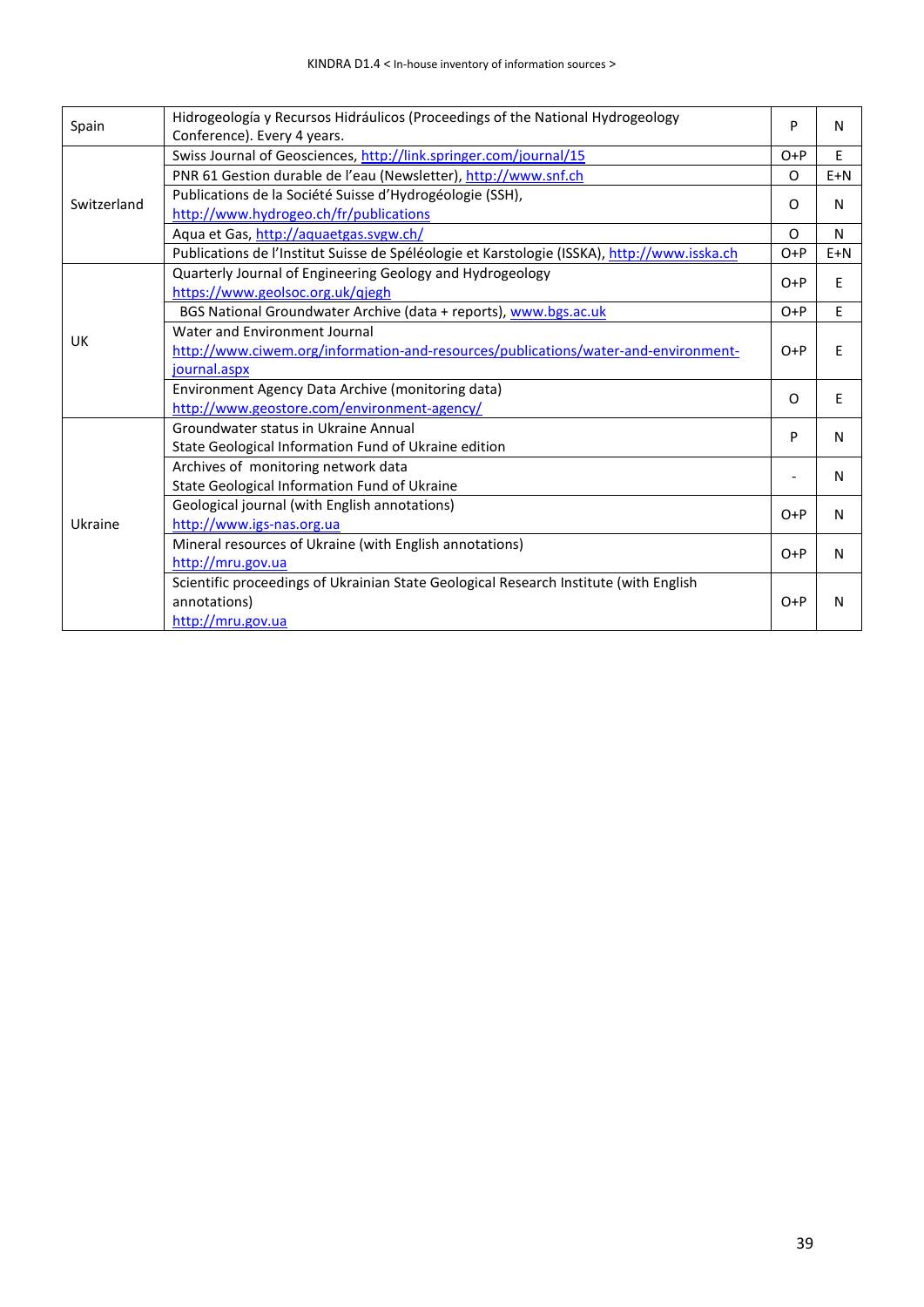| | | | |
|---|---|---|---|
| Spain | Hidrogeología y Recursos Hidráulicos (Proceedings of the National Hydrogeology Conference). Every 4 years. | P | N |
| Switzerland | Swiss Journal of Geosciences, http://link.springer.com/journal/15 | O+P | E |
| | PNR 61 Gestion durable de l'eau (Newsletter), http://www.snf.ch | O | E+N |
| | Publications de la Société Suisse d'Hydrogéologie (SSH), http://www.hydrogeo.ch/fr/publications | O | N |
| | Aqua et Gas, http://aquaetgas.svgw.ch/ | O | N |
| | Publications de l'Institut Suisse de Spéléologie et Karstologie (ISSKA), http://www.isska.ch | O+P | E+N |
| UK | Quarterly Journal of Engineering Geology and Hydrogeology https://www.geolsoc.org.uk/qjegh | O+P | E |
| | BGS National Groundwater Archive (data + reports), www.bgs.ac.uk | O+P | E |
| | Water and Environment Journal http://www.ciwem.org/information-and-resources/publications/water-and-environment-journal.aspx | O+P | E |
| | Environment Agency Data Archive (monitoring data) http://www.geostore.com/environment-agency/ | O | E |
| Ukraine | Groundwater status in Ukraine Annual State Geological Information Fund of Ukraine edition | P | N |
| | Archives of monitoring network data State Geological Information Fund of Ukraine | - | N |
| | Geological journal (with English annotations) http://www.igs-nas.org.ua | O+P | N |
| | Mineral resources of Ukraine (with English annotations) http://mru.gov.ua | O+P | N |
| | Scientific proceedings of Ukrainian State Geological Research Institute (with English annotations) http://mru.gov.ua | O+P | N |